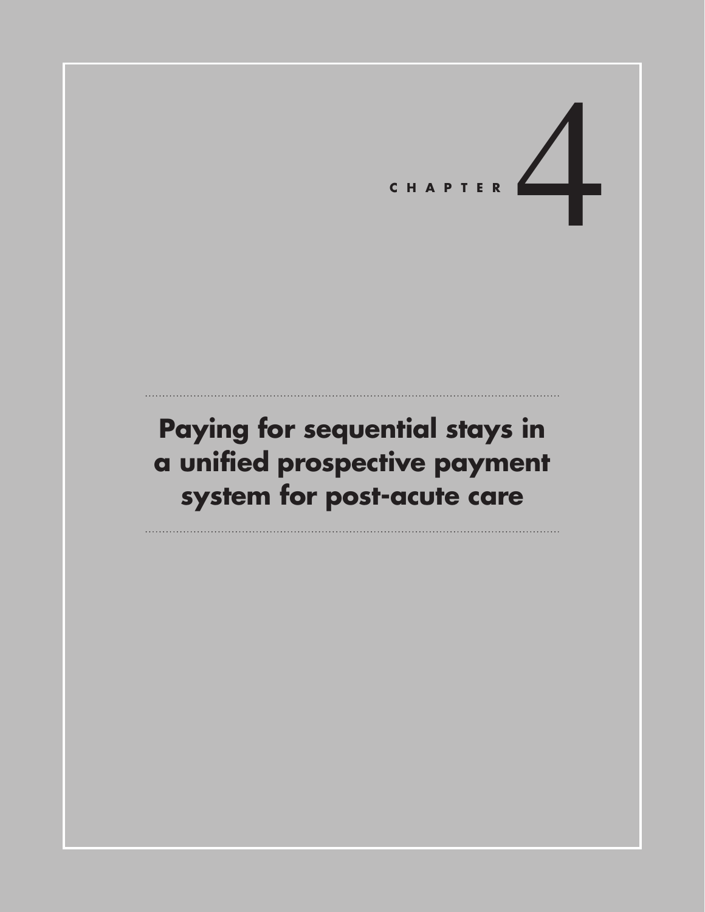# CHAPTER 4

# Paying for sequential stays in a unified prospective payment system for post-acute care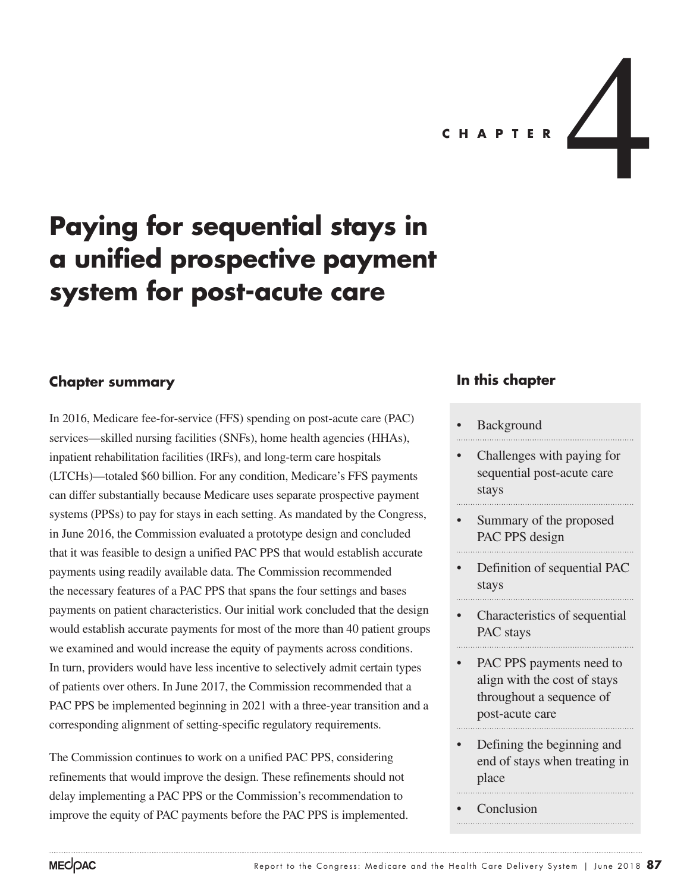CHAPTER 4

# Paying for sequential stays in a unified prospective payment system for post-acute care

## Chapter summary

In 2016, Medicare fee-for-service (FFS) spending on post-acute care (PAC) services—skilled nursing facilities (SNFs), home health agencies (HHAs), inpatient rehabilitation facilities (IRFs), and long-term care hospitals (LTCHs)—totaled $60 billion. For any condition, Medicare's FFS payments can differ substantially because Medicare uses separate prospective payment systems (PPSs) to pay for stays in each setting. As mandated by the Congress, in June 2016, the Commission evaluated a prototype design and concluded that it was feasible to design a unified PAC PPS that would establish accurate payments using readily available data. The Commission recommended the necessary features of a PAC PPS that spans the four settings and bases payments on patient characteristics. Our initial work concluded that the design would establish accurate payments for most of the more than 40 patient groups we examined and would increase the equity of payments across conditions. In turn, providers would have less incentive to selectively admit certain types of patients over others. In June 2017, the Commission recommended that a PAC PPS be implemented beginning in 2021 with a three-year transition and a corresponding alignment of setting-specific regulatory requirements.

The Commission continues to work on a unified PAC PPS, considering refinements that would improve the design. These refinements should not delay implementing a PAC PPS or the Commission's recommendation to improve the equity of PAC payments before the PAC PPS is implemented.

## In this chapter

- Background
- Challenges with paying for sequential post-acute care stays
- Summary of the proposed PAC PPS design
- Definition of sequential PAC stays
- Characteristics of sequential PAC stays
- PAC PPS payments need to align with the cost of stays throughout a sequence of post-acute care
- Defining the beginning and end of stays when treating in place
- Conclusion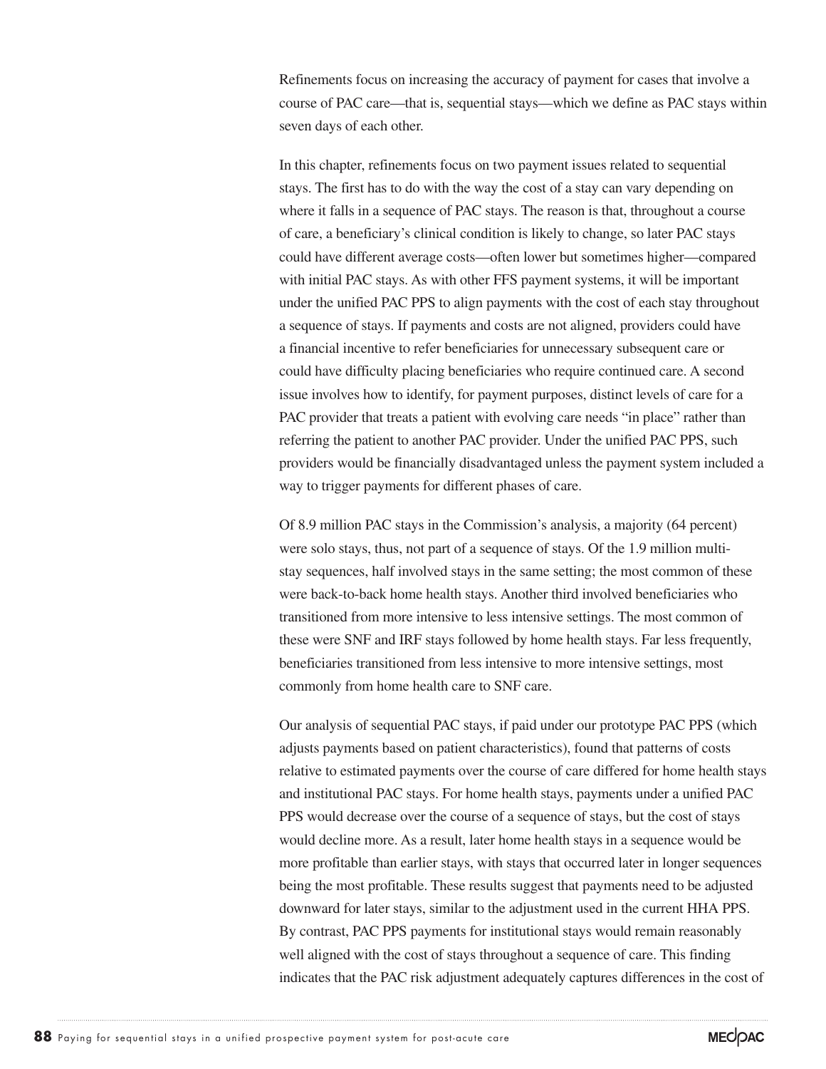Refinements focus on increasing the accuracy of payment for cases that involve a course of PAC care—that is, sequential stays—which we define as PAC stays within seven days of each other.

In this chapter, refinements focus on two payment issues related to sequential stays. The first has to do with the way the cost of a stay can vary depending on where it falls in a sequence of PAC stays. The reason is that, throughout a course of care, a beneficiary's clinical condition is likely to change, so later PAC stays could have different average costs—often lower but sometimes higher—compared with initial PAC stays. As with other FFS payment systems, it will be important under the unified PAC PPS to align payments with the cost of each stay throughout a sequence of stays. If payments and costs are not aligned, providers could have a financial incentive to refer beneficiaries for unnecessary subsequent care or could have difficulty placing beneficiaries who require continued care. A second issue involves how to identify, for payment purposes, distinct levels of care for a PAC provider that treats a patient with evolving care needs "in place" rather than referring the patient to another PAC provider. Under the unified PAC PPS, such providers would be financially disadvantaged unless the payment system included a way to trigger payments for different phases of care.

Of 8.9 million PAC stays in the Commission's analysis, a majority (64 percent) were solo stays, thus, not part of a sequence of stays. Of the 1.9 million multi-stay sequences, half involved stays in the same setting; the most common of these were back-to-back home health stays. Another third involved beneficiaries who transitioned from more intensive to less intensive settings. The most common of these were SNF and IRF stays followed by home health stays. Far less frequently, beneficiaries transitioned from less intensive to more intensive settings, most commonly from home health care to SNF care.

Our analysis of sequential PAC stays, if paid under our prototype PAC PPS (which adjusts payments based on patient characteristics), found that patterns of costs relative to estimated payments over the course of care differed for home health stays and institutional PAC stays. For home health stays, payments under a unified PAC PPS would decrease over the course of a sequence of stays, but the cost of stays would decline more. As a result, later home health stays in a sequence would be more profitable than earlier stays, with stays that occurred later in longer sequences being the most profitable. These results suggest that payments need to be adjusted downward for later stays, similar to the adjustment used in the current HHA PPS. By contrast, PAC PPS payments for institutional stays would remain reasonably well aligned with the cost of stays throughout a sequence of care. This finding indicates that the PAC risk adjustment adequately captures differences in the cost of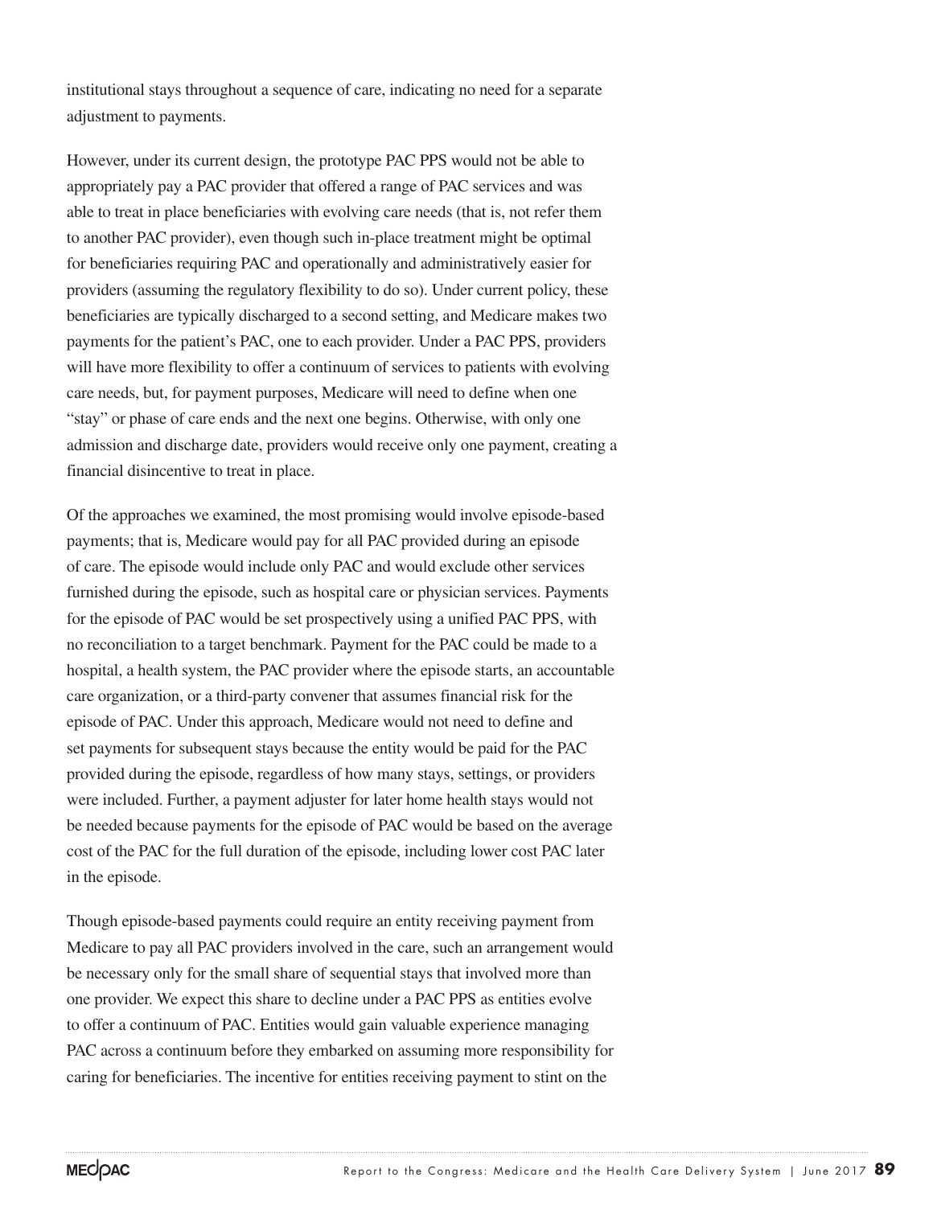institutional stays throughout a sequence of care, indicating no need for a separate adjustment to payments.

However, under its current design, the prototype PAC PPS would not be able to appropriately pay a PAC provider that offered a range of PAC services and was able to treat in place beneficiaries with evolving care needs (that is, not refer them to another PAC provider), even though such in-place treatment might be optimal for beneficiaries requiring PAC and operationally and administratively easier for providers (assuming the regulatory flexibility to do so). Under current policy, these beneficiaries are typically discharged to a second setting, and Medicare makes two payments for the patient's PAC, one to each provider. Under a PAC PPS, providers will have more flexibility to offer a continuum of services to patients with evolving care needs, but, for payment purposes, Medicare will need to define when one "stay" or phase of care ends and the next one begins. Otherwise, with only one admission and discharge date, providers would receive only one payment, creating a financial disincentive to treat in place.

Of the approaches we examined, the most promising would involve episode-based payments; that is, Medicare would pay for all PAC provided during an episode of care. The episode would include only PAC and would exclude other services furnished during the episode, such as hospital care or physician services. Payments for the episode of PAC would be set prospectively using a unified PAC PPS, with no reconciliation to a target benchmark. Payment for the PAC could be made to a hospital, a health system, the PAC provider where the episode starts, an accountable care organization, or a third-party convener that assumes financial risk for the episode of PAC. Under this approach, Medicare would not need to define and set payments for subsequent stays because the entity would be paid for the PAC provided during the episode, regardless of how many stays, settings, or providers were included. Further, a payment adjuster for later home health stays would not be needed because payments for the episode of PAC would be based on the average cost of the PAC for the full duration of the episode, including lower cost PAC later in the episode.

Though episode-based payments could require an entity receiving payment from Medicare to pay all PAC providers involved in the care, such an arrangement would be necessary only for the small share of sequential stays that involved more than one provider. We expect this share to decline under a PAC PPS as entities evolve to offer a continuum of PAC. Entities would gain valuable experience managing PAC across a continuum before they embarked on assuming more responsibility for caring for beneficiaries. The incentive for entities receiving payment to stint on the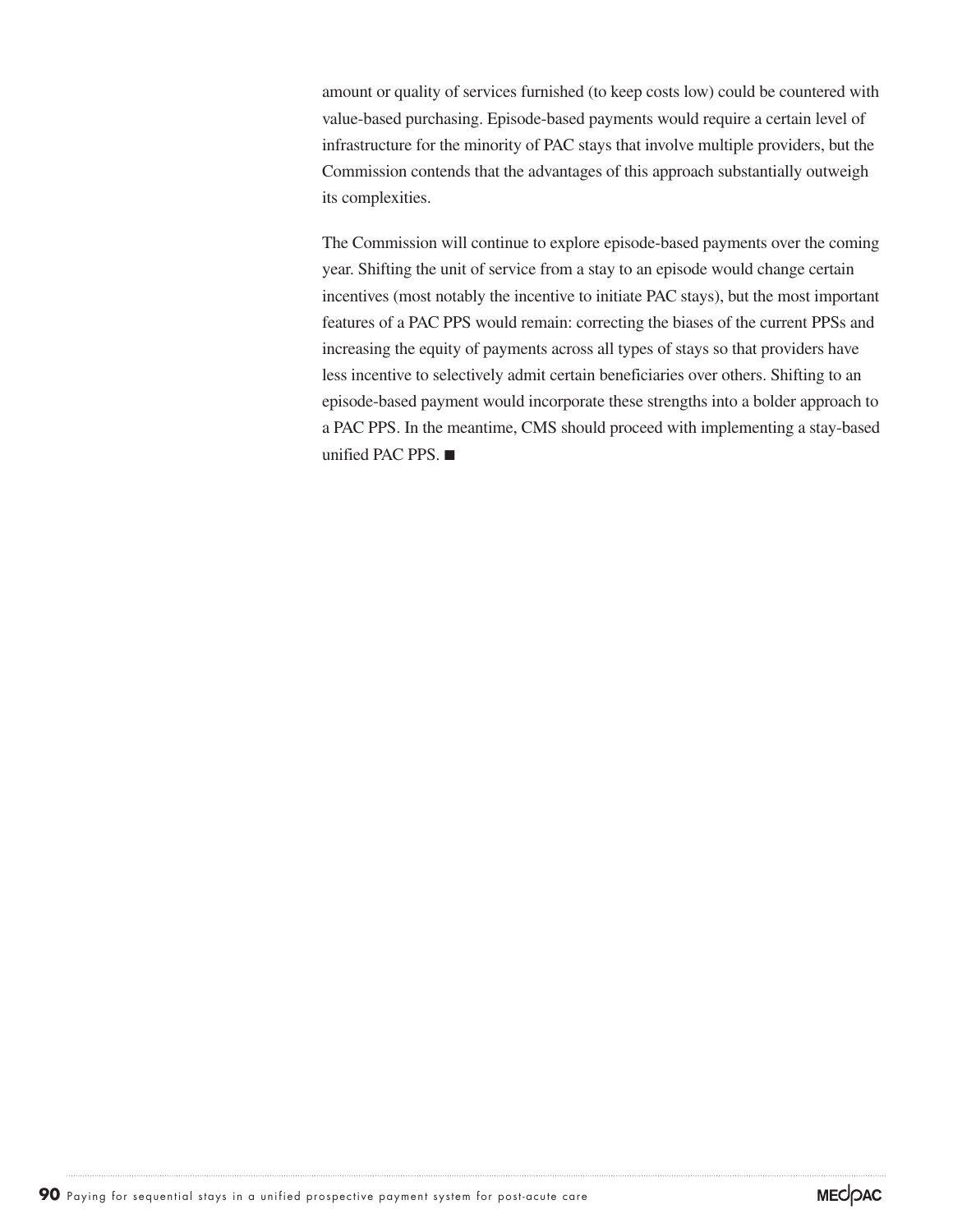amount or quality of services furnished (to keep costs low) could be countered with value-based purchasing. Episode-based payments would require a certain level of infrastructure for the minority of PAC stays that involve multiple providers, but the Commission contends that the advantages of this approach substantially outweigh its complexities.

The Commission will continue to explore episode-based payments over the coming year. Shifting the unit of service from a stay to an episode would change certain incentives (most notably the incentive to initiate PAC stays), but the most important features of a PAC PPS would remain: correcting the biases of the current PPSs and increasing the equity of payments across all types of stays so that providers have less incentive to selectively admit certain beneficiaries over others. Shifting to an episode-based payment would incorporate these strengths into a bolder approach to a PAC PPS. In the meantime, CMS should proceed with implementing a stay-based unified PAC PPS. ■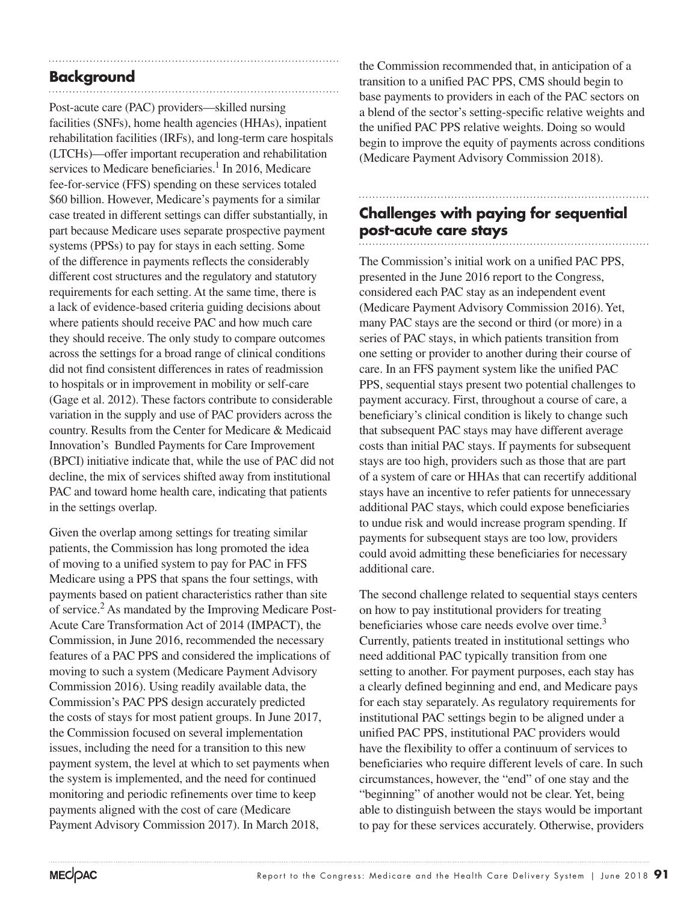## Background

Post-acute care (PAC) providers—skilled nursing facilities (SNFs), home health agencies (HHAs), inpatient rehabilitation facilities (IRFs), and long-term care hospitals (LTCHs)—offer important recuperation and rehabilitation services to Medicare beneficiaries.[1] In 2016, Medicare fee-for-service (FFS) spending on these services totaled $60 billion. However, Medicare's payments for a similar case treated in different settings can differ substantially, in part because Medicare uses separate prospective payment systems (PPSs) to pay for stays in each setting. Some of the difference in payments reflects the considerably different cost structures and the regulatory and statutory requirements for each setting. At the same time, there is a lack of evidence-based criteria guiding decisions about where patients should receive PAC and how much care they should receive. The only study to compare outcomes across the settings for a broad range of clinical conditions did not find consistent differences in rates of readmission to hospitals or in improvement in mobility or self-care (Gage et al. 2012). These factors contribute to considerable variation in the supply and use of PAC providers across the country. Results from the Center for Medicare & Medicaid Innovation's Bundled Payments for Care Improvement (BPCI) initiative indicate that, while the use of PAC did not decline, the mix of services shifted away from institutional PAC and toward home health care, indicating that patients in the settings overlap.

Given the overlap among settings for treating similar patients, the Commission has long promoted the idea of moving to a unified system to pay for PAC in FFS Medicare using a PPS that spans the four settings, with payments based on patient characteristics rather than site of service.[2] As mandated by the Improving Medicare Post-Acute Care Transformation Act of 2014 (IMPACT), the Commission, in June 2016, recommended the necessary features of a PAC PPS and considered the implications of moving to such a system (Medicare Payment Advisory Commission 2016). Using readily available data, the Commission's PAC PPS design accurately predicted the costs of stays for most patient groups. In June 2017, the Commission focused on several implementation issues, including the need for a transition to this new payment system, the level at which to set payments when the system is implemented, and the need for continued monitoring and periodic refinements over time to keep payments aligned with the cost of care (Medicare Payment Advisory Commission 2017). In March 2018, the Commission recommended that, in anticipation of a transition to a unified PAC PPS, CMS should begin to base payments to providers in each of the PAC sectors on a blend of the sector's setting-specific relative weights and the unified PAC PPS relative weights. Doing so would begin to improve the equity of payments across conditions (Medicare Payment Advisory Commission 2018).

## Challenges with paying for sequential post-acute care stays

The Commission's initial work on a unified PAC PPS, presented in the June 2016 report to the Congress, considered each PAC stay as an independent event (Medicare Payment Advisory Commission 2016). Yet, many PAC stays are the second or third (or more) in a series of PAC stays, in which patients transition from one setting or provider to another during their course of care. In an FFS payment system like the unified PAC PPS, sequential stays present two potential challenges to payment accuracy. First, throughout a course of care, a beneficiary's clinical condition is likely to change such that subsequent PAC stays may have different average costs than initial PAC stays. If payments for subsequent stays are too high, providers such as those that are part of a system of care or HHAs that can recertify additional stays have an incentive to refer patients for unnecessary additional PAC stays, which could expose beneficiaries to undue risk and would increase program spending. If payments for subsequent stays are too low, providers could avoid admitting these beneficiaries for necessary additional care.

The second challenge related to sequential stays centers on how to pay institutional providers for treating beneficiaries whose care needs evolve over time.[3] Currently, patients treated in institutional settings who need additional PAC typically transition from one setting to another. For payment purposes, each stay has a clearly defined beginning and end, and Medicare pays for each stay separately. As regulatory requirements for institutional PAC settings begin to be aligned under a unified PAC PPS, institutional PAC providers would have the flexibility to offer a continuum of services to beneficiaries who require different levels of care. In such circumstances, however, the "end" of one stay and the "beginning" of another would not be clear. Yet, being able to distinguish between the stays would be important to pay for these services accurately. Otherwise, providers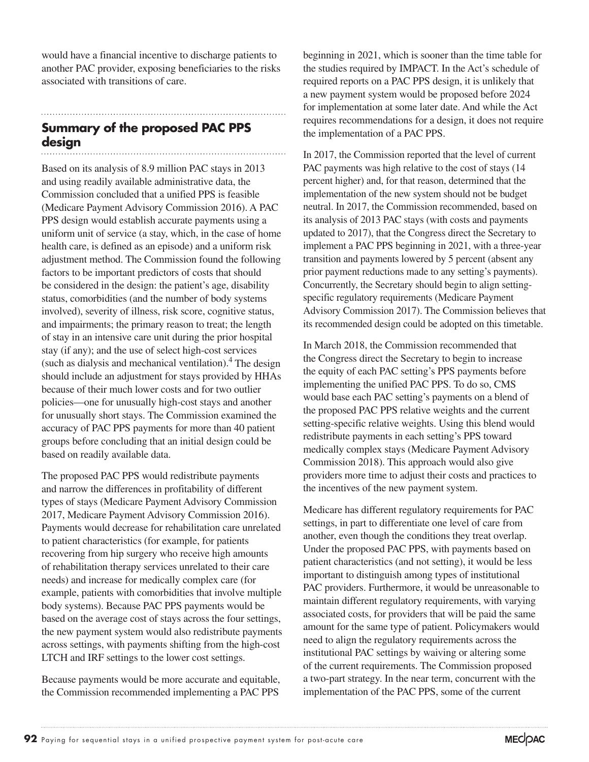would have a financial incentive to discharge patients to another PAC provider, exposing beneficiaries to the risks associated with transitions of care.

## Summary of the proposed PAC PPS design

Based on its analysis of 8.9 million PAC stays in 2013 and using readily available administrative data, the Commission concluded that a unified PPS is feasible (Medicare Payment Advisory Commission 2016). A PAC PPS design would establish accurate payments using a uniform unit of service (a stay, which, in the case of home health care, is defined as an episode) and a uniform risk adjustment method. The Commission found the following factors to be important predictors of costs that should be considered in the design: the patient's age, disability status, comorbidities (and the number of body systems involved), severity of illness, risk score, cognitive status, and impairments; the primary reason to treat; the length of stay in an intensive care unit during the prior hospital stay (if any); and the use of select high-cost services (such as dialysis and mechanical ventilation).[4] The design should include an adjustment for stays provided by HHAs because of their much lower costs and for two outlier policies—one for unusually high-cost stays and another for unusually short stays. The Commission examined the accuracy of PAC PPS payments for more than 40 patient groups before concluding that an initial design could be based on readily available data.

The proposed PAC PPS would redistribute payments and narrow the differences in profitability of different types of stays (Medicare Payment Advisory Commission 2017, Medicare Payment Advisory Commission 2016). Payments would decrease for rehabilitation care unrelated to patient characteristics (for example, for patients recovering from hip surgery who receive high amounts of rehabilitation therapy services unrelated to their care needs) and increase for medically complex care (for example, patients with comorbidities that involve multiple body systems). Because PAC PPS payments would be based on the average cost of stays across the four settings, the new payment system would also redistribute payments across settings, with payments shifting from the high-cost LTCH and IRF settings to the lower cost settings.

Because payments would be more accurate and equitable, the Commission recommended implementing a PAC PPS beginning in 2021, which is sooner than the time table for the studies required by IMPACT. In the Act's schedule of required reports on a PAC PPS design, it is unlikely that a new payment system would be proposed before 2024 for implementation at some later date. And while the Act requires recommendations for a design, it does not require the implementation of a PAC PPS.

In 2017, the Commission reported that the level of current PAC payments was high relative to the cost of stays (14 percent higher) and, for that reason, determined that the implementation of the new system should not be budget neutral. In 2017, the Commission recommended, based on its analysis of 2013 PAC stays (with costs and payments updated to 2017), that the Congress direct the Secretary to implement a PAC PPS beginning in 2021, with a three-year transition and payments lowered by 5 percent (absent any prior payment reductions made to any setting's payments). Concurrently, the Secretary should begin to align setting-specific regulatory requirements (Medicare Payment Advisory Commission 2017). The Commission believes that its recommended design could be adopted on this timetable.

In March 2018, the Commission recommended that the Congress direct the Secretary to begin to increase the equity of each PAC setting's PPS payments before implementing the unified PAC PPS. To do so, CMS would base each PAC setting's payments on a blend of the proposed PAC PPS relative weights and the current setting-specific relative weights. Using this blend would redistribute payments in each setting's PPS toward medically complex stays (Medicare Payment Advisory Commission 2018). This approach would also give providers more time to adjust their costs and practices to the incentives of the new payment system.

Medicare has different regulatory requirements for PAC settings, in part to differentiate one level of care from another, even though the conditions they treat overlap. Under the proposed PAC PPS, with payments based on patient characteristics (and not setting), it would be less important to distinguish among types of institutional PAC providers. Furthermore, it would be unreasonable to maintain different regulatory requirements, with varying associated costs, for providers that will be paid the same amount for the same type of patient. Policymakers would need to align the regulatory requirements across the institutional PAC settings by waiving or altering some of the current requirements. The Commission proposed a two-part strategy. In the near term, concurrent with the implementation of the PAC PPS, some of the current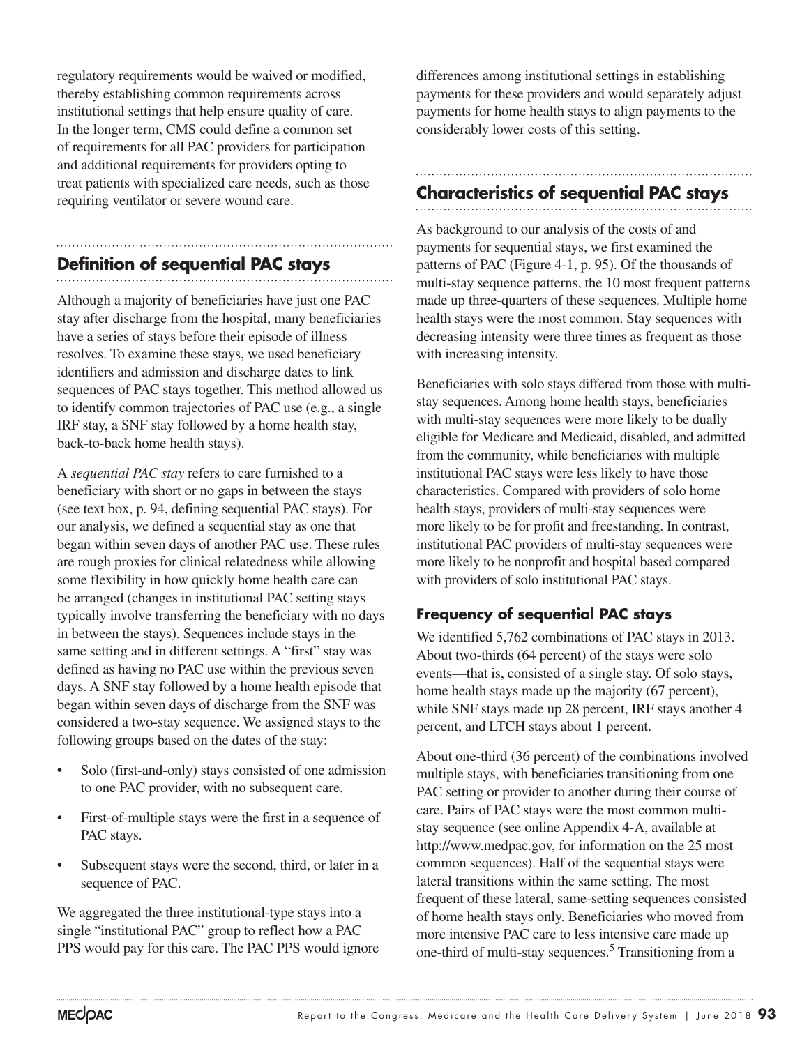regulatory requirements would be waived or modified, thereby establishing common requirements across institutional settings that help ensure quality of care. In the longer term, CMS could define a common set of requirements for all PAC providers for participation and additional requirements for providers opting to treat patients with specialized care needs, such as those requiring ventilator or severe wound care.

## Definition of sequential PAC stays

Although a majority of beneficiaries have just one PAC stay after discharge from the hospital, many beneficiaries have a series of stays before their episode of illness resolves. To examine these stays, we used beneficiary identifiers and admission and discharge dates to link sequences of PAC stays together. This method allowed us to identify common trajectories of PAC use (e.g., a single IRF stay, a SNF stay followed by a home health stay, back-to-back home health stays).

A *sequential PAC stay* refers to care furnished to a beneficiary with short or no gaps in between the stays (see text box, p. 94, defining sequential PAC stays). For our analysis, we defined a sequential stay as one that began within seven days of another PAC use. These rules are rough proxies for clinical relatedness while allowing some flexibility in how quickly home health care can be arranged (changes in institutional PAC setting stays typically involve transferring the beneficiary with no days in between the stays). Sequences include stays in the same setting and in different settings. A "first" stay was defined as having no PAC use within the previous seven days. A SNF stay followed by a home health episode that began within seven days of discharge from the SNF was considered a two-stay sequence. We assigned stays to the following groups based on the dates of the stay:

- Solo (first-and-only) stays consisted of one admission to one PAC provider, with no subsequent care.
- First-of-multiple stays were the first in a sequence of PAC stays.
- Subsequent stays were the second, third, or later in a sequence of PAC.

We aggregated the three institutional-type stays into a single "institutional PAC" group to reflect how a PAC PPS would pay for this care. The PAC PPS would ignore differences among institutional settings in establishing payments for these providers and would separately adjust payments for home health stays to align payments to the considerably lower costs of this setting.

## Characteristics of sequential PAC stays

As background to our analysis of the costs of and payments for sequential stays, we first examined the patterns of PAC (Figure 4-1, p. 95). Of the thousands of multi-stay sequence patterns, the 10 most frequent patterns made up three-quarters of these sequences. Multiple home health stays were the most common. Stay sequences with decreasing intensity were three times as frequent as those with increasing intensity.

Beneficiaries with solo stays differed from those with multi-stay sequences. Among home health stays, beneficiaries with multi-stay sequences were more likely to be dually eligible for Medicare and Medicaid, disabled, and admitted from the community, while beneficiaries with multiple institutional PAC stays were less likely to have those characteristics. Compared with providers of solo home health stays, providers of multi-stay sequences were more likely to be for profit and freestanding. In contrast, institutional PAC providers of multi-stay sequences were more likely to be nonprofit and hospital based compared with providers of solo institutional PAC stays.

### Frequency of sequential PAC stays

We identified 5,762 combinations of PAC stays in 2013. About two-thirds (64 percent) of the stays were solo events—that is, consisted of a single stay. Of solo stays, home health stays made up the majority (67 percent), while SNF stays made up 28 percent, IRF stays another 4 percent, and LTCH stays about 1 percent.

About one-third (36 percent) of the combinations involved multiple stays, with beneficiaries transitioning from one PAC setting or provider to another during their course of care. Pairs of PAC stays were the most common multi-stay sequence (see online Appendix 4-A, available at http://www.medpac.gov, for information on the 25 most common sequences). Half of the sequential stays were lateral transitions within the same setting. The most frequent of these lateral, same-setting sequences consisted of home health stays only. Beneficiaries who moved from more intensive PAC care to less intensive care made up one-third of multi-stay sequences.[5] Transitioning from a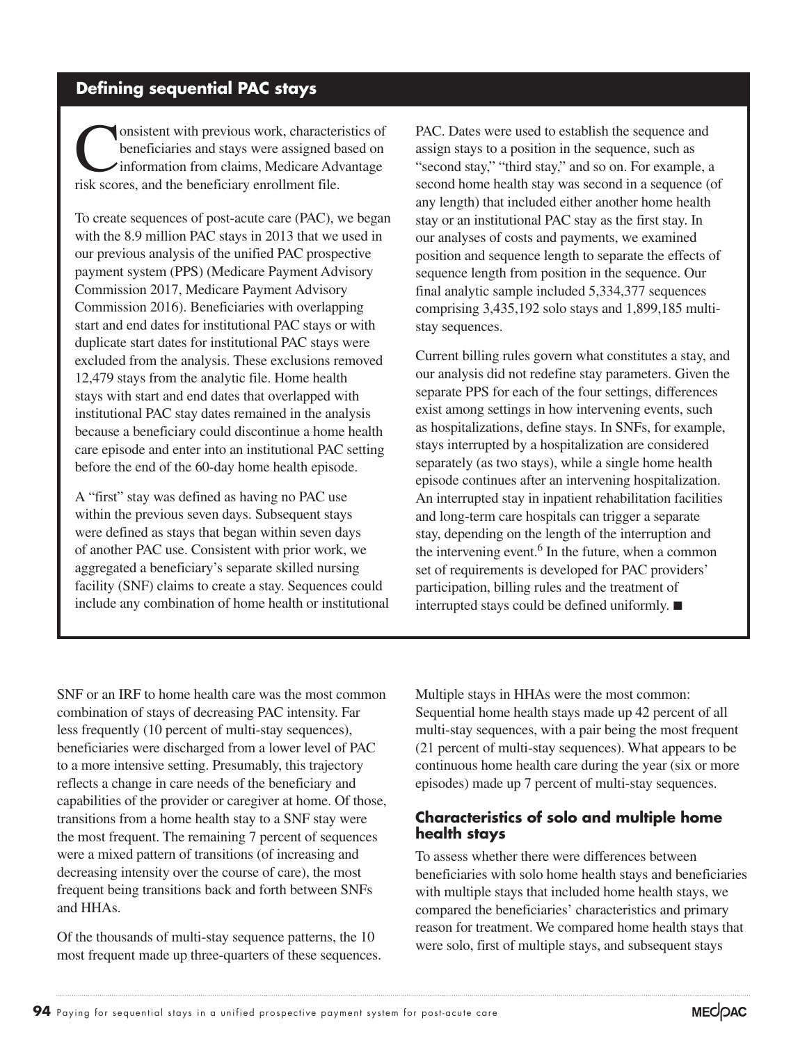## Defining sequential PAC stays

Consistent with previous work, characteristics of beneficiaries and stays were assigned based on information from claims, Medicare Advantage risk scores, and the beneficiary enrollment file.

To create sequences of post-acute care (PAC), we began with the 8.9 million PAC stays in 2013 that we used in our previous analysis of the unified PAC prospective payment system (PPS) (Medicare Payment Advisory Commission 2017, Medicare Payment Advisory Commission 2016). Beneficiaries with overlapping start and end dates for institutional PAC stays or with duplicate start dates for institutional PAC stays were excluded from the analysis. These exclusions removed 12,479 stays from the analytic file. Home health stays with start and end dates that overlapped with institutional PAC stay dates remained in the analysis because a beneficiary could discontinue a home health care episode and enter into an institutional PAC setting before the end of the 60-day home health episode.

A "first" stay was defined as having no PAC use within the previous seven days. Subsequent stays were defined as stays that began within seven days of another PAC use. Consistent with prior work, we aggregated a beneficiary's separate skilled nursing facility (SNF) claims to create a stay. Sequences could include any combination of home health or institutional PAC. Dates were used to establish the sequence and assign stays to a position in the sequence, such as "second stay," "third stay," and so on. For example, a second home health stay was second in a sequence (of any length) that included either another home health stay or an institutional PAC stay as the first stay. In our analyses of costs and payments, we examined position and sequence length to separate the effects of sequence length from position in the sequence. Our final analytic sample included 5,334,377 sequences comprising 3,435,192 solo stays and 1,899,185 multi-stay sequences.

Current billing rules govern what constitutes a stay, and our analysis did not redefine stay parameters. Given the separate PPS for each of the four settings, differences exist among settings in how intervening events, such as hospitalizations, define stays. In SNFs, for example, stays interrupted by a hospitalization are considered separately (as two stays), while a single home health episode continues after an intervening hospitalization. An interrupted stay in inpatient rehabilitation facilities and long-term care hospitals can trigger a separate stay, depending on the length of the interruption and the intervening event.[6] In the future, when a common set of requirements is developed for PAC providers' participation, billing rules and the treatment of interrupted stays could be defined uniformly. ■

SNF or an IRF to home health care was the most common combination of stays of decreasing PAC intensity. Far less frequently (10 percent of multi-stay sequences), beneficiaries were discharged from a lower level of PAC to a more intensive setting. Presumably, this trajectory reflects a change in care needs of the beneficiary and capabilities of the provider or caregiver at home. Of those, transitions from a home health stay to a SNF stay were the most frequent. The remaining 7 percent of sequences were a mixed pattern of transitions (of increasing and decreasing intensity over the course of care), the most frequent being transitions back and forth between SNFs and HHAs.

Of the thousands of multi-stay sequence patterns, the 10 most frequent made up three-quarters of these sequences. Multiple stays in HHAs were the most common: Sequential home health stays made up 42 percent of all multi-stay sequences, with a pair being the most frequent (21 percent of multi-stay sequences). What appears to be continuous home health care during the year (six or more episodes) made up 7 percent of multi-stay sequences.

### Characteristics of solo and multiple home health stays

To assess whether there were differences between beneficiaries with solo home health stays and beneficiaries with multiple stays that included home health stays, we compared the beneficiaries' characteristics and primary reason for treatment. We compared home health stays that were solo, first of multiple stays, and subsequent stays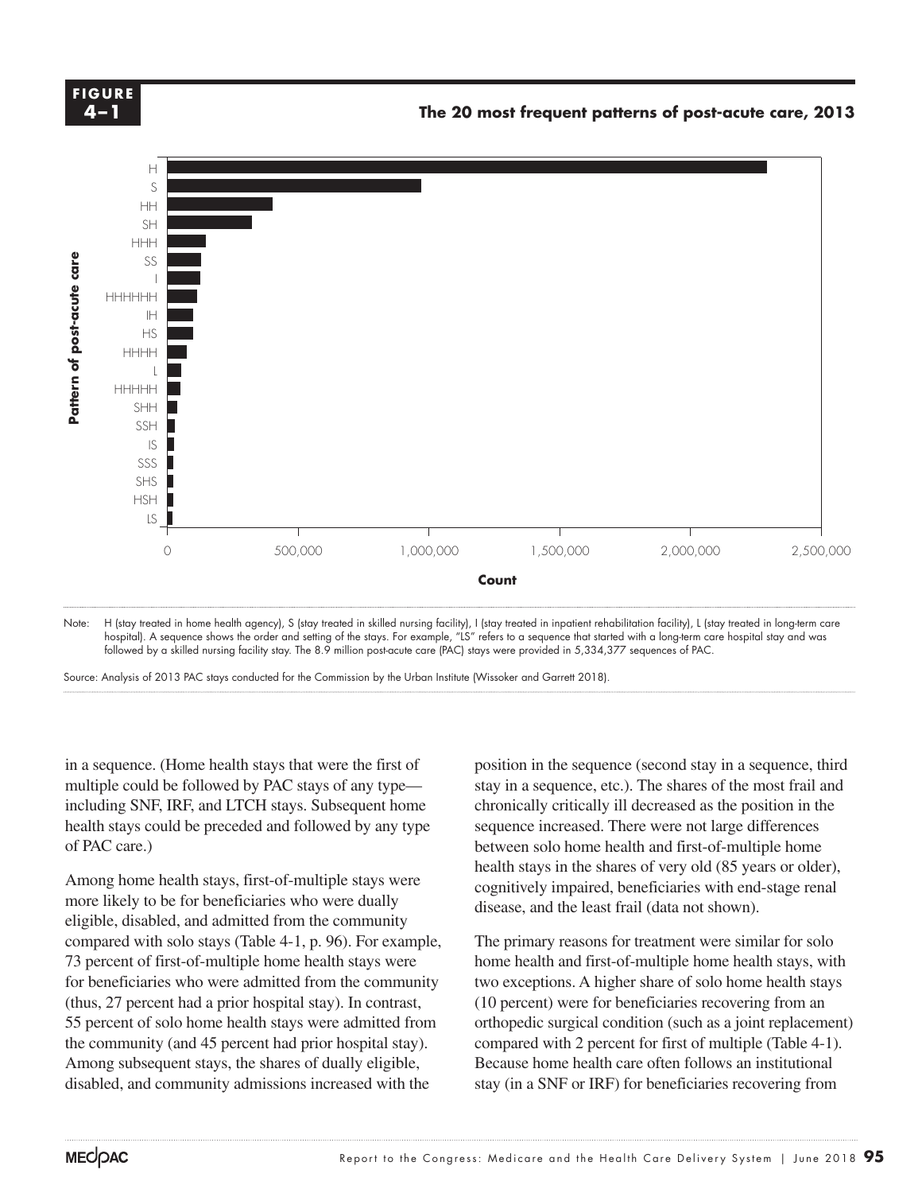**FIGURE 4–1**

**The 20 most frequent patterns of post-acute care, 2013**

Note: H (stay treated in home health agency), S (stay treated in skilled nursing facility), I (stay treated in inpatient rehabilitation facility), L (stay treated in long-term care hospital). A sequence shows the order and setting of the stays. For example, "LS" refers to a sequence that started with a long-term care hospital stay and was followed by a skilled nursing facility stay. The 8.9 million post-acute care (PAC) stays were provided in 5,334,377 sequences of PAC.

Source: Analysis of 2013 PAC stays conducted for the Commission by the Urban Institute (Wissoker and Garrett 2018).

in a sequence. (Home health stays that were the first of multiple could be followed by PAC stays of any type—including SNF, IRF, and LTCH stays. Subsequent home health stays could be preceded and followed by any type of PAC care.)

Among home health stays, first-of-multiple stays were more likely to be for beneficiaries who were dually eligible, disabled, and admitted from the community compared with solo stays (Table 4-1, p. 96). For example, 73 percent of first-of-multiple home health stays were for beneficiaries who were admitted from the community (thus, 27 percent had a prior hospital stay). In contrast, 55 percent of solo home health stays were admitted from the community (and 45 percent had prior hospital stay). Among subsequent stays, the shares of dually eligible, disabled, and community admissions increased with the position in the sequence (second stay in a sequence, third stay in a sequence, etc.). The shares of the most frail and chronically critically ill decreased as the position in the sequence increased. There were not large differences between solo home health and first-of-multiple home health stays in the shares of very old (85 years or older), cognitively impaired, beneficiaries with end-stage renal disease, and the least frail (data not shown).

The primary reasons for treatment were similar for solo home health and first-of-multiple home health stays, with two exceptions. A higher share of solo home health stays (10 percent) were for beneficiaries recovering from an orthopedic surgical condition (such as a joint replacement) compared with 2 percent for first of multiple (Table 4-1). Because home health care often follows an institutional stay (in a SNF or IRF) for beneficiaries recovering from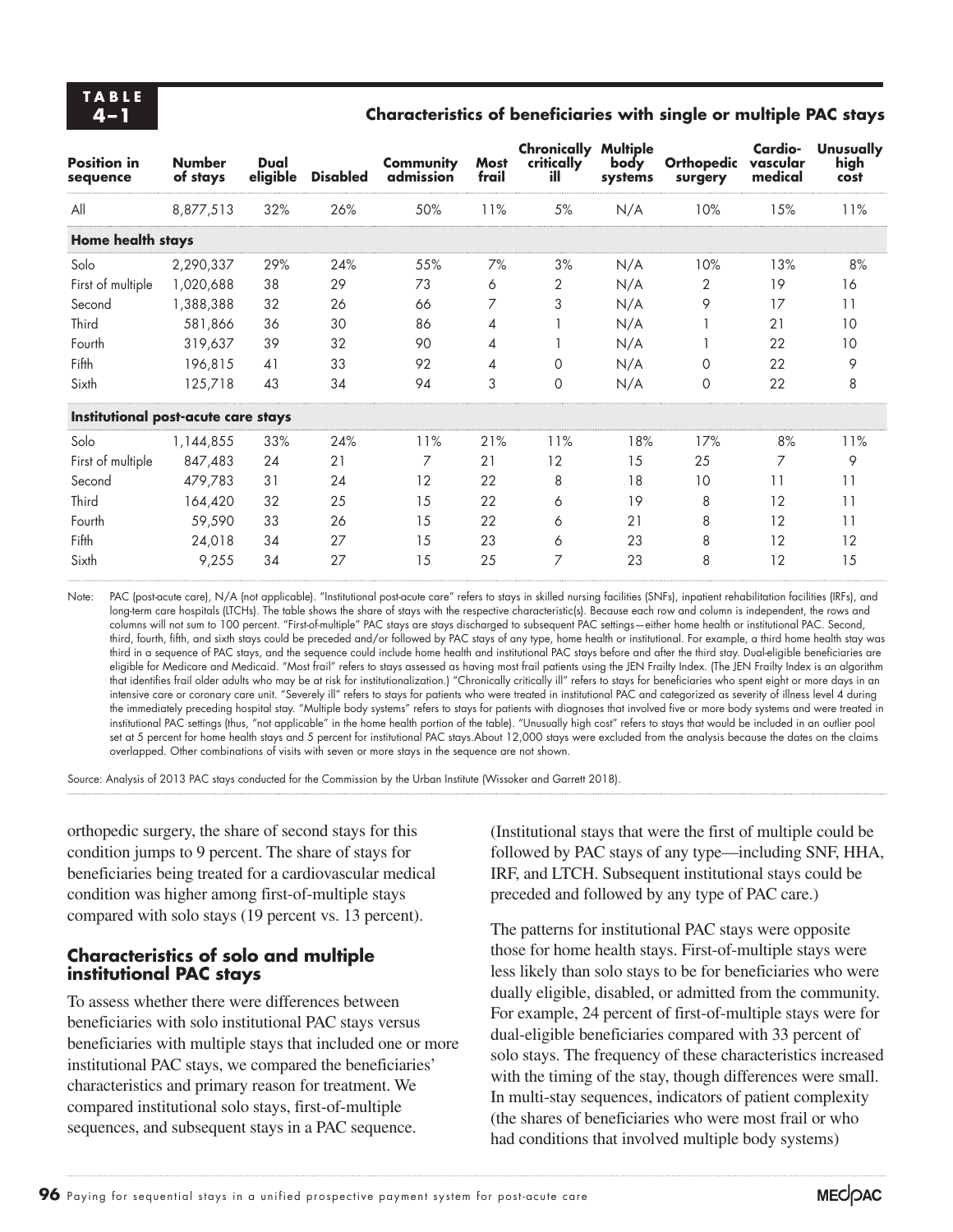**TABLE 4–1**

**Characteristics of beneficiaries with single or multiple PAC stays**

| Position in sequence | Number of stays | Dual eligible | Disabled | Community admission | Most frail | Chronically critically ill | Multiple body systems | Orthopedic surgery | Cardio-vascular medical | Unusually high cost |
|---|---|---|---|---|---|---|---|---|---|---|
| All | 8,877,513 | 32% | 26% | 50% | 11% | 5% | N/A | 10% | 15% | 11% |
| **Home health stays** | | | | | | | | | | |
| Solo | 2,290,337 | 29% | 24% | 55% | 7% | 3% | N/A | 10% | 13% | 8% |
| First of multiple | 1,020,688 | 38 | 29 | 73 | 6 | 2 | N/A | 2 | 19 | 16 |
| Second | 1,388,388 | 32 | 26 | 66 | 7 | 3 | N/A | 9 | 17 | 11 |
| Third | 581,866 | 36 | 30 | 86 | 4 | 1 | N/A | 1 | 21 | 10 |
| Fourth | 319,637 | 39 | 32 | 90 | 4 | 1 | N/A | 1 | 22 | 10 |
| Fifth | 196,815 | 41 | 33 | 92 | 4 | 0 | N/A | 0 | 22 | 9 |
| Sixth | 125,718 | 43 | 34 | 94 | 3 | 0 | N/A | 0 | 22 | 8 |
| **Institutional post-acute care stays** | | | | | | | | | | |
| Solo | 1,144,855 | 33% | 24% | 11% | 21% | 11% | 18% | 17% | 8% | 11% |
| First of multiple | 847,483 | 24 | 21 | 7 | 21 | 12 | 15 | 25 | 7 | 9 |
| Second | 479,783 | 31 | 24 | 12 | 22 | 8 | 18 | 10 | 11 | 11 |
| Third | 164,420 | 32 | 25 | 15 | 22 | 6 | 19 | 8 | 12 | 11 |
| Fourth | 59,590 | 33 | 26 | 15 | 22 | 6 | 21 | 8 | 12 | 11 |
| Fifth | 24,018 | 34 | 27 | 15 | 23 | 6 | 23 | 8 | 12 | 12 |
| Sixth | 9,255 | 34 | 27 | 15 | 25 | 7 | 23 | 8 | 12 | 15 |

Note: PAC (post-acute care), N/A (not applicable). "Institutional post-acute care" refers to stays in skilled nursing facilities (SNFs), inpatient rehabilitation facilities (IRFs), and long-term care hospitals (LTCHs). The table shows the share of stays with the respective characteristic(s). Because each row and column is independent, the rows and columns will not sum to 100 percent. "First-of-multiple" PAC stays are stays discharged to subsequent PAC settings—either home health or institutional PAC. Second, third, fourth, fifth, and sixth stays could be preceded and/or followed by PAC stays of any type, home health or institutional. For example, a third home health stay was third in a sequence of PAC stays, and the sequence could include home health and institutional PAC stays before and after the third stay. Dual-eligible beneficiaries are eligible for Medicare and Medicaid. "Most frail" refers to stays assessed as having most frail patients using the JEN Frailty Index. (The JEN Frailty Index is an algorithm that identifies frail older adults who may be at risk for institutionalization.) "Chronically critically ill" refers to stays for beneficiaries who spent eight or more days in an intensive care or coronary care unit. "Severely ill" refers to stays for patients who were treated in institutional PAC and categorized as severity of illness level 4 during the immediately preceding hospital stay. "Multiple body systems" refers to stays for patients with diagnoses that involved five or more body systems and were treated in institutional PAC settings (thus, "not applicable" in the home health portion of the table). "Unusually high cost" refers to stays that would be included in an outlier pool set at 5 percent for home health stays and 5 percent for institutional PAC stays.About 12,000 stays were excluded from the analysis because the dates on the claims overlapped. Other combinations of visits with seven or more stays in the sequence are not shown.

Source: Analysis of 2013 PAC stays conducted for the Commission by the Urban Institute (Wissoker and Garrett 2018).

orthopedic surgery, the share of second stays for this condition jumps to 9 percent. The share of stays for beneficiaries being treated for a cardiovascular medical condition was higher among first-of-multiple stays compared with solo stays (19 percent vs. 13 percent).

### Characteristics of solo and multiple institutional PAC stays

To assess whether there were differences between beneficiaries with solo institutional PAC stays versus beneficiaries with multiple stays that included one or more institutional PAC stays, we compared the beneficiaries' characteristics and primary reason for treatment. We compared institutional solo stays, first-of-multiple sequences, and subsequent stays in a PAC sequence. (Institutional stays that were the first of multiple could be followed by PAC stays of any type—including SNF, HHA, IRF, and LTCH. Subsequent institutional stays could be preceded and followed by any type of PAC care.)

The patterns for institutional PAC stays were opposite those for home health stays. First-of-multiple stays were less likely than solo stays to be for beneficiaries who were dually eligible, disabled, or admitted from the community. For example, 24 percent of first-of-multiple stays were for dual-eligible beneficiaries compared with 33 percent of solo stays. The frequency of these characteristics increased with the timing of the stay, though differences were small. In multi-stay sequences, indicators of patient complexity (the shares of beneficiaries who were most frail or who had conditions that involved multiple body systems)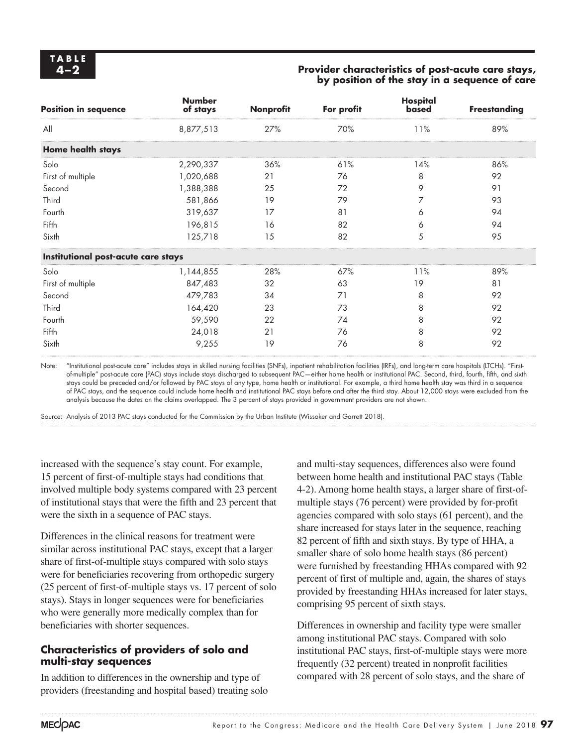**TABLE 4–2**

**Provider characteristics of post-acute care stays, by position of the stay in a sequence of care**

| Position in sequence | Number of stays | Nonprofit | For profit | Hospital based | Freestanding |
|---|---|---|---|---|---|
| All | 8,877,513 | 27% | 70% | 11% | 89% |
| **Home health stays** | | | | | |
| Solo | 2,290,337 | 36% | 61% | 14% | 86% |
| First of multiple | 1,020,688 | 21 | 76 | 8 | 92 |
| Second | 1,388,388 | 25 | 72 | 9 | 91 |
| Third | 581,866 | 19 | 79 | 7 | 93 |
| Fourth | 319,637 | 17 | 81 | 6 | 94 |
| Fifth | 196,815 | 16 | 82 | 6 | 94 |
| Sixth | 125,718 | 15 | 82 | 5 | 95 |
| **Institutional post-acute care stays** | | | | | |
| Solo | 1,144,855 | 28% | 67% | 11% | 89% |
| First of multiple | 847,483 | 32 | 63 | 19 | 81 |
| Second | 479,783 | 34 | 71 | 8 | 92 |
| Third | 164,420 | 23 | 73 | 8 | 92 |
| Fourth | 59,590 | 22 | 74 | 8 | 92 |
| Fifth | 24,018 | 21 | 76 | 8 | 92 |
| Sixth | 9,255 | 19 | 76 | 8 | 92 |

Note: "Institutional post-acute care" includes stays in skilled nursing facilities (SNFs), inpatient rehabilitation facilities (IRFs), and long-term care hospitals (LTCHs). "First-of-multiple" post-acute care (PAC) stays include stays discharged to subsequent PAC—either home health or institutional PAC. Second, third, fourth, fifth, and sixth stays could be preceded and/or followed by PAC stays of any type, home health or institutional. For example, a third home health stay was third in a sequence of PAC stays, and the sequence could include home health and institutional PAC stays before and after the third stay. About 12,000 stays were excluded from the analysis because the dates on the claims overlapped. The 3 percent of stays provided in government providers are not shown.

Source: Analysis of 2013 PAC stays conducted for the Commission by the Urban Institute (Wissoker and Garrett 2018).

increased with the sequence's stay count. For example, 15 percent of first-of-multiple stays had conditions that involved multiple body systems compared with 23 percent of institutional stays that were the fifth and 23 percent that were the sixth in a sequence of PAC stays.

Differences in the clinical reasons for treatment were similar across institutional PAC stays, except that a larger share of first-of-multiple stays compared with solo stays were for beneficiaries recovering from orthopedic surgery (25 percent of first-of-multiple stays vs. 17 percent of solo stays). Stays in longer sequences were for beneficiaries who were generally more medically complex than for beneficiaries with shorter sequences.

### Characteristics of providers of solo and multi-stay sequences

In addition to differences in the ownership and type of providers (freestanding and hospital based) treating solo and multi-stay sequences, differences also were found between home health and institutional PAC stays (Table 4-2). Among home health stays, a larger share of first-of-multiple stays (76 percent) were provided by for-profit agencies compared with solo stays (61 percent), and the share increased for stays later in the sequence, reaching 82 percent of fifth and sixth stays. By type of HHA, a smaller share of solo home health stays (86 percent) were furnished by freestanding HHAs compared with 92 percent of first of multiple and, again, the shares of stays provided by freestanding HHAs increased for later stays, comprising 95 percent of sixth stays.

Differences in ownership and facility type were smaller among institutional PAC stays. Compared with solo institutional PAC stays, first-of-multiple stays were more frequently (32 percent) treated in nonprofit facilities compared with 28 percent of solo stays, and the share of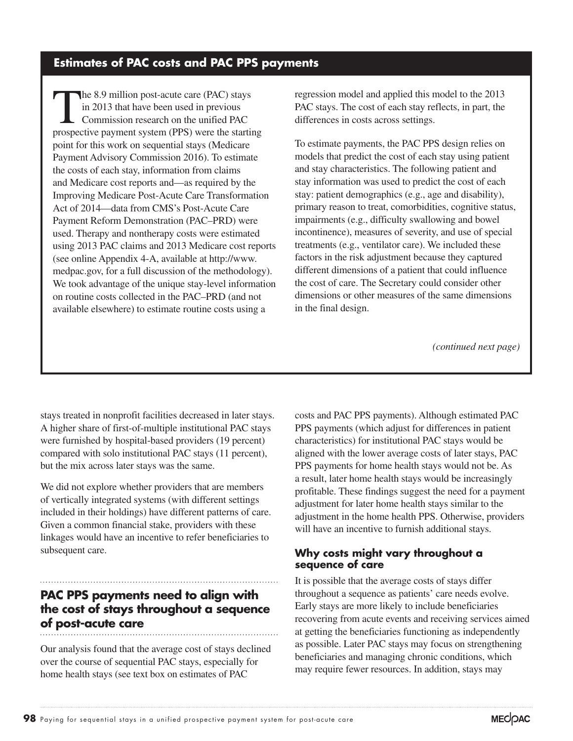## Estimates of PAC costs and PAC PPS payments

The 8.9 million post-acute care (PAC) stays in 2013 that have been used in previous Commission research on the unified PAC prospective payment system (PPS) were the starting point for this work on sequential stays (Medicare Payment Advisory Commission 2016). To estimate the costs of each stay, information from claims and Medicare cost reports and—as required by the Improving Medicare Post-Acute Care Transformation Act of 2014—data from CMS's Post-Acute Care Payment Reform Demonstration (PAC–PRD) were used. Therapy and nontherapy costs were estimated using 2013 PAC claims and 2013 Medicare cost reports (see online Appendix 4-A, available at http://www.medpac.gov, for a full discussion of the methodology). We took advantage of the unique stay-level information on routine costs collected in the PAC–PRD (and not available elsewhere) to estimate routine costs using a regression model and applied this model to the 2013 PAC stays. The cost of each stay reflects, in part, the differences in costs across settings.

To estimate payments, the PAC PPS design relies on models that predict the cost of each stay using patient and stay characteristics. The following patient and stay information was used to predict the cost of each stay: patient demographics (e.g., age and disability), primary reason to treat, comorbidities, cognitive status, impairments (e.g., difficulty swallowing and bowel incontinence), measures of severity, and use of special treatments (e.g., ventilator care). We included these factors in the risk adjustment because they captured different dimensions of a patient that could influence the cost of care. The Secretary could consider other dimensions or other measures of the same dimensions in the final design.

*(continued next page)*

stays treated in nonprofit facilities decreased in later stays. A higher share of first-of-multiple institutional PAC stays were furnished by hospital-based providers (19 percent) compared with solo institutional PAC stays (11 percent), but the mix across later stays was the same.

We did not explore whether providers that are members of vertically integrated systems (with different settings included in their holdings) have different patterns of care. Given a common financial stake, providers with these linkages would have an incentive to refer beneficiaries to subsequent care.

## PAC PPS payments need to align with the cost of stays throughout a sequence of post-acute care

Our analysis found that the average cost of stays declined over the course of sequential PAC stays, especially for home health stays (see text box on estimates of PAC costs and PAC PPS payments). Although estimated PAC PPS payments (which adjust for differences in patient characteristics) for institutional PAC stays would be aligned with the lower average costs of later stays, PAC PPS payments for home health stays would not be. As a result, later home health stays would be increasingly profitable. These findings suggest the need for a payment adjustment for later home health stays similar to the adjustment in the home health PPS. Otherwise, providers will have an incentive to furnish additional stays.

### Why costs might vary throughout a sequence of care

It is possible that the average costs of stays differ throughout a sequence as patients' care needs evolve. Early stays are more likely to include beneficiaries recovering from acute events and receiving services aimed at getting the beneficiaries functioning as independently as possible. Later PAC stays may focus on strengthening beneficiaries and managing chronic conditions, which may require fewer resources. In addition, stays may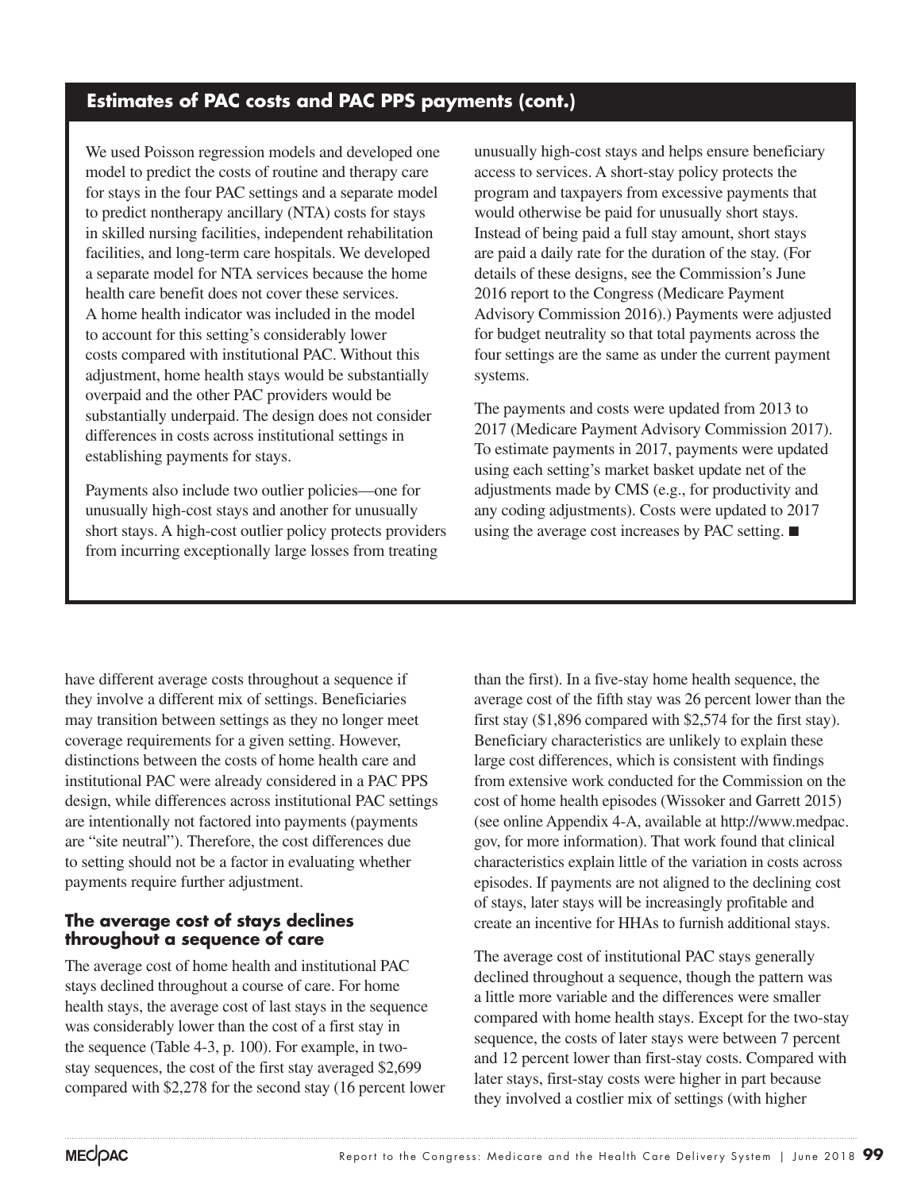## Estimates of PAC costs and PAC PPS payments (cont.)

We used Poisson regression models and developed one model to predict the costs of routine and therapy care for stays in the four PAC settings and a separate model to predict nontherapy ancillary (NTA) costs for stays in skilled nursing facilities, independent rehabilitation facilities, and long-term care hospitals. We developed a separate model for NTA services because the home health care benefit does not cover these services. A home health indicator was included in the model to account for this setting's considerably lower costs compared with institutional PAC. Without this adjustment, home health stays would be substantially overpaid and the other PAC providers would be substantially underpaid. The design does not consider differences in costs across institutional settings in establishing payments for stays.

Payments also include two outlier policies—one for unusually high-cost stays and another for unusually short stays. A high-cost outlier policy protects providers from incurring exceptionally large losses from treating unusually high-cost stays and helps ensure beneficiary access to services. A short-stay policy protects the program and taxpayers from excessive payments that would otherwise be paid for unusually short stays. Instead of being paid a full stay amount, short stays are paid a daily rate for the duration of the stay. (For details of these designs, see the Commission's June 2016 report to the Congress (Medicare Payment Advisory Commission 2016).) Payments were adjusted for budget neutrality so that total payments across the four settings are the same as under the current payment systems.

The payments and costs were updated from 2013 to 2017 (Medicare Payment Advisory Commission 2017). To estimate payments in 2017, payments were updated using each setting's market basket update net of the adjustments made by CMS (e.g., for productivity and any coding adjustments). Costs were updated to 2017 using the average cost increases by PAC setting. ■

have different average costs throughout a sequence if they involve a different mix of settings. Beneficiaries may transition between settings as they no longer meet coverage requirements for a given setting. However, distinctions between the costs of home health care and institutional PAC were already considered in a PAC PPS design, while differences across institutional PAC settings are intentionally not factored into payments (payments are "site neutral"). Therefore, the cost differences due to setting should not be a factor in evaluating whether payments require further adjustment.

### The average cost of stays declines throughout a sequence of care

The average cost of home health and institutional PAC stays declined throughout a course of care. For home health stays, the average cost of last stays in the sequence was considerably lower than the cost of a first stay in the sequence (Table 4-3, p. 100). For example, in two-stay sequences, the cost of the first stay averaged $2,699 compared with $2,278 for the second stay (16 percent lower than the first). In a five-stay home health sequence, the average cost of the fifth stay was 26 percent lower than the first stay ($1,896 compared with $2,574 for the first stay). Beneficiary characteristics are unlikely to explain these large cost differences, which is consistent with findings from extensive work conducted for the Commission on the cost of home health episodes (Wissoker and Garrett 2015) (see online Appendix 4-A, available at http://www.medpac.gov, for more information). That work found that clinical characteristics explain little of the variation in costs across episodes. If payments are not aligned to the declining cost of stays, later stays will be increasingly profitable and create an incentive for HHAs to furnish additional stays.

The average cost of institutional PAC stays generally declined throughout a sequence, though the pattern was a little more variable and the differences were smaller compared with home health stays. Except for the two-stay sequence, the costs of later stays were between 7 percent and 12 percent lower than first-stay costs. Compared with later stays, first-stay costs were higher in part because they involved a costlier mix of settings (with higher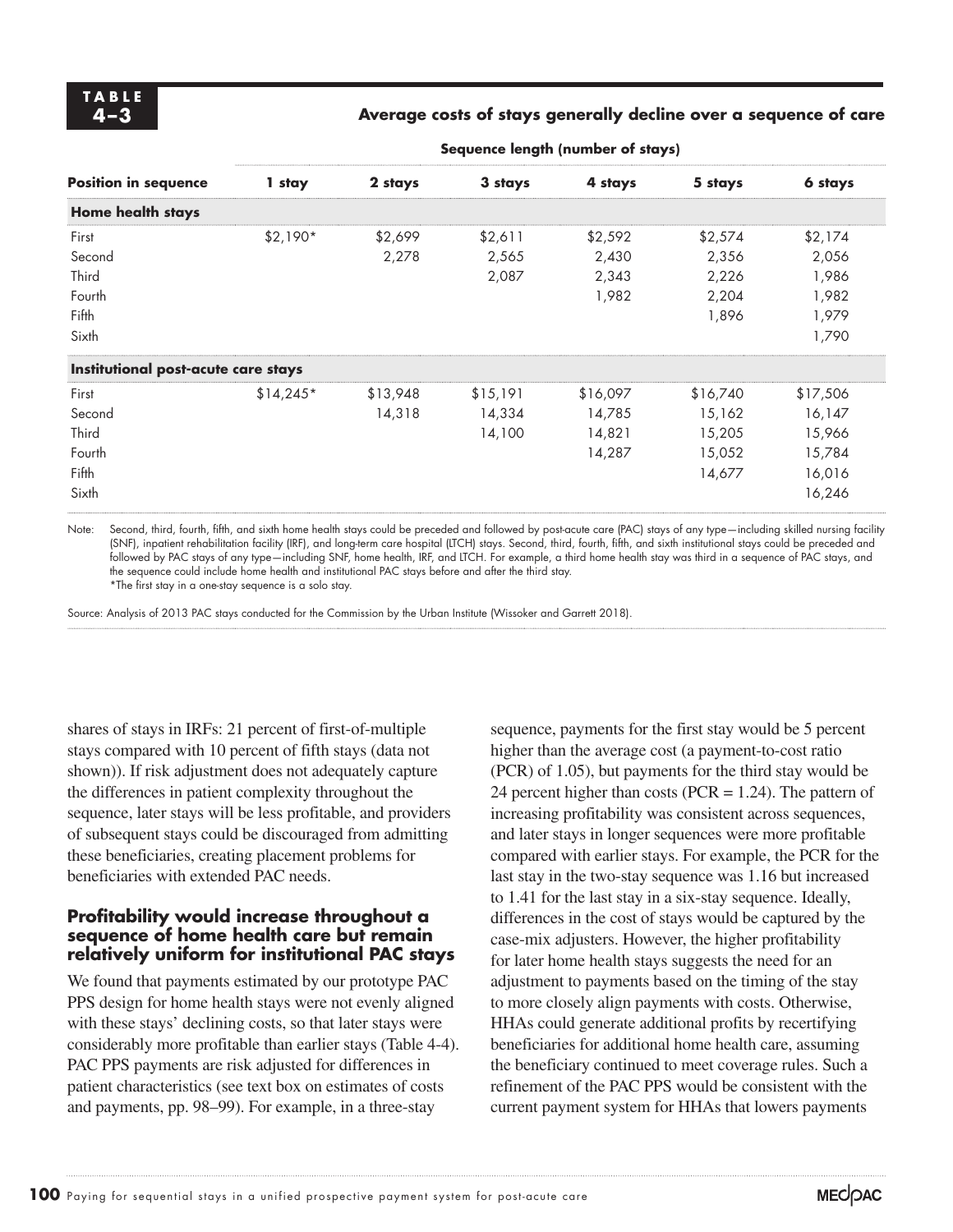**TABLE 4–3**

**Average costs of stays generally decline over a sequence of care**

| | Sequence length (number of stays) | | | | | |
|---|---|---|---|---|---|---|
| **Position in sequence** | **1 stay** | **2 stays** | **3 stays** | **4 stays** | **5 stays** | **6 stays** |
| **Home health stays** | | | | | | |
| First | $2,190* | $2,699 | $2,611 | $2,592 | $2,574 | $2,174 |
| Second | | 2,278 | 2,565 | 2,430 | 2,356 | 2,056 |
| Third | | | 2,087 | 2,343 | 2,226 | 1,986 |
| Fourth | | | | 1,982 | 2,204 | 1,982 |
| Fifth | | | | | 1,896 | 1,979 |
| Sixth | | | | | | 1,790 |
| **Institutional post-acute care stays** | | | | | | |
| First | $14,245* | $13,948 | $15,191 | $16,097 | $16,740 | $17,506 |
| Second | | 14,318 | 14,334 | 14,785 | 15,162 | 16,147 |
| Third | | | 14,100 | 14,821 | 15,205 | 15,966 |
| Fourth | | | | 14,287 | 15,052 | 15,784 |
| Fifth | | | | | 14,677 | 16,016 |
| Sixth | | | | | | 16,246 |

Note: Second, third, fourth, fifth, and sixth home health stays could be preceded and followed by post-acute care (PAC) stays of any type—including skilled nursing facility (SNF), inpatient rehabilitation facility (IRF), and long-term care hospital (LTCH) stays. Second, third, fourth, fifth, and sixth institutional stays could be preceded and followed by PAC stays of any type—including SNF, home health, IRF, and LTCH. For example, a third home health stay was third in a sequence of PAC stays, and the sequence could include home health and institutional PAC stays before and after the third stay.
*The first stay in a one-stay sequence is a solo stay.

Source: Analysis of 2013 PAC stays conducted for the Commission by the Urban Institute (Wissoker and Garrett 2018).

shares of stays in IRFs: 21 percent of first-of-multiple stays compared with 10 percent of fifth stays (data not shown)). If risk adjustment does not adequately capture the differences in patient complexity throughout the sequence, later stays will be less profitable, and providers of subsequent stays could be discouraged from admitting these beneficiaries, creating placement problems for beneficiaries with extended PAC needs.

### Profitability would increase throughout a sequence of home health care but remain relatively uniform for institutional PAC stays

We found that payments estimated by our prototype PAC PPS design for home health stays were not evenly aligned with these stays' declining costs, so that later stays were considerably more profitable than earlier stays (Table 4-4). PAC PPS payments are risk adjusted for differences in patient characteristics (see text box on estimates of costs and payments, pp. 98–99). For example, in a three-stay sequence, payments for the first stay would be 5 percent higher than the average cost (a payment-to-cost ratio (PCR) of 1.05), but payments for the third stay would be 24 percent higher than costs (PCR = 1.24). The pattern of increasing profitability was consistent across sequences, and later stays in longer sequences were more profitable compared with earlier stays. For example, the PCR for the last stay in the two-stay sequence was 1.16 but increased to 1.41 for the last stay in a six-stay sequence. Ideally, differences in the cost of stays would be captured by the case-mix adjusters. However, the higher profitability for later home health stays suggests the need for an adjustment to payments based on the timing of the stay to more closely align payments with costs. Otherwise, HHAs could generate additional profits by recertifying beneficiaries for additional home health care, assuming the beneficiary continued to meet coverage rules. Such a refinement of the PAC PPS would be consistent with the current payment system for HHAs that lowers payments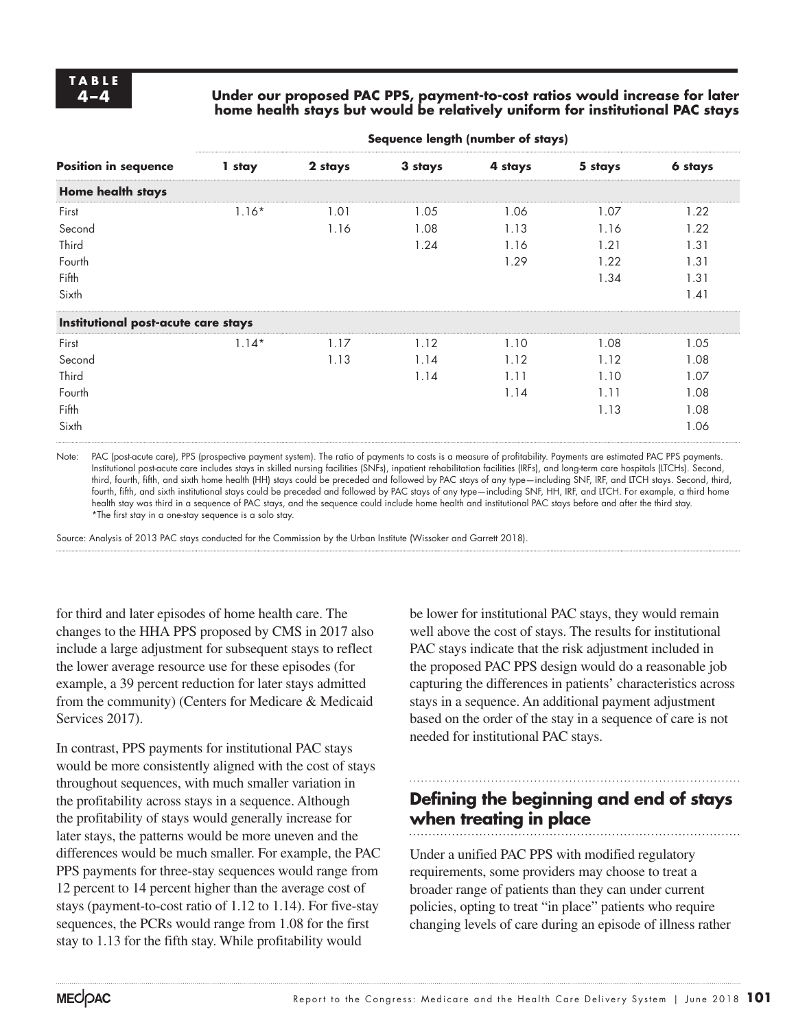**TABLE 4–4**

**Under our proposed PAC PPS, payment-to-cost ratios would increase for later home health stays but would be relatively uniform for institutional PAC stays**

| | **Sequence length (number of stays)** | | | | | |
|---|---|---|---|---|---|---|
| **Position in sequence** | **1 stay** | **2 stays** | **3 stays** | **4 stays** | **5 stays** | **6 stays** |
| **Home health stays** | | | | | | |
| First | 1.16* | 1.01 | 1.05 | 1.06 | 1.07 | 1.22 |
| Second | | 1.16 | 1.08 | 1.13 | 1.16 | 1.22 |
| Third | | | 1.24 | 1.16 | 1.21 | 1.31 |
| Fourth | | | | 1.29 | 1.22 | 1.31 |
| Fifth | | | | | 1.34 | 1.31 |
| Sixth | | | | | | 1.41 |
| **Institutional post-acute care stays** | | | | | | |
| First | 1.14* | 1.17 | 1.12 | 1.10 | 1.08 | 1.05 |
| Second | | 1.13 | 1.14 | 1.12 | 1.12 | 1.08 |
| Third | | | 1.14 | 1.11 | 1.10 | 1.07 |
| Fourth | | | | 1.14 | 1.11 | 1.08 |
| Fifth | | | | | 1.13 | 1.08 |
| Sixth | | | | | | 1.06 |

Note: PAC (post-acute care), PPS (prospective payment system). The ratio of payments to costs is a measure of profitability. Payments are estimated PAC PPS payments. Institutional post-acute care includes stays in skilled nursing facilities (SNFs), inpatient rehabilitation facilities (IRFs), and long-term care hospitals (LTCHs). Second, third, fourth, fifth, and sixth home health (HH) stays could be preceded and followed by PAC stays of any type—including SNF, IRF, and LTCH stays. Second, third, fourth, fifth, and sixth institutional stays could be preceded and followed by PAC stays of any type—including SNF, HH, IRF, and LTCH. For example, a third home health stay was third in a sequence of PAC stays, and the sequence could include home health and institutional PAC stays before and after the third stay.
*The first stay in a one-stay sequence is a solo stay.

Source: Analysis of 2013 PAC stays conducted for the Commission by the Urban Institute (Wissoker and Garrett 2018).

for third and later episodes of home health care. The changes to the HHA PPS proposed by CMS in 2017 also include a large adjustment for subsequent stays to reflect the lower average resource use for these episodes (for example, a 39 percent reduction for later stays admitted from the community) (Centers for Medicare & Medicaid Services 2017).

In contrast, PPS payments for institutional PAC stays would be more consistently aligned with the cost of stays throughout sequences, with much smaller variation in the profitability across stays in a sequence. Although the profitability of stays would generally increase for later stays, the patterns would be more uneven and the differences would be much smaller. For example, the PAC PPS payments for three-stay sequences would range from 12 percent to 14 percent higher than the average cost of stays (payment-to-cost ratio of 1.12 to 1.14). For five-stay sequences, the PCRs would range from 1.08 for the first stay to 1.13 for the fifth stay. While profitability would be lower for institutional PAC stays, they would remain well above the cost of stays. The results for institutional PAC stays indicate that the risk adjustment included in the proposed PAC PPS design would do a reasonable job capturing the differences in patients' characteristics across stays in a sequence. An additional payment adjustment based on the order of the stay in a sequence of care is not needed for institutional PAC stays.

## Defining the beginning and end of stays when treating in place

Under a unified PAC PPS with modified regulatory requirements, some providers may choose to treat a broader range of patients than they can under current policies, opting to treat "in place" patients who require changing levels of care during an episode of illness rather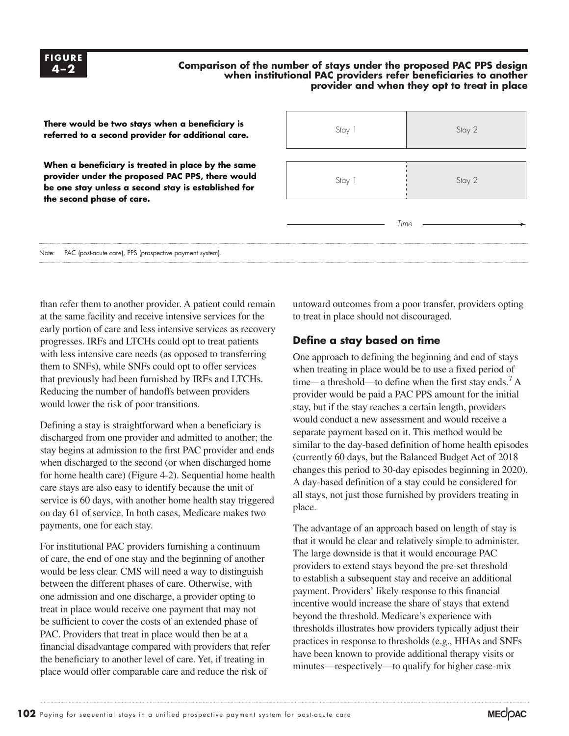**FIGURE 4–2**

**Comparison of the number of stays under the proposed PAC PPS design when institutional PAC providers refer beneficiaries to another provider and when they opt to treat in place**

| | | |
|---|---|---|
| **There would be two stays when a beneficiary is referred to a second provider for additional care.** | Stay 1 | Stay 2 |
| **When a beneficiary is treated in place by the same provider under the proposed PAC PPS, there would be one stay unless a second stay is established for the second phase of care.** | Stay 1 | Stay 2 |

Time →

Note: PAC (post-acute care), PPS (prospective payment system).

than refer them to another provider. A patient could remain at the same facility and receive intensive services for the early portion of care and less intensive services as recovery progresses. IRFs and LTCHs could opt to treat patients with less intensive care needs (as opposed to transferring them to SNFs), while SNFs could opt to offer services that previously had been furnished by IRFs and LTCHs. Reducing the number of handoffs between providers would lower the risk of poor transitions.

Defining a stay is straightforward when a beneficiary is discharged from one provider and admitted to another; the stay begins at admission to the first PAC provider and ends when discharged to the second (or when discharged home for home health care) (Figure 4-2). Sequential home health care stays are also easy to identify because the unit of service is 60 days, with another home health stay triggered on day 61 of service. In both cases, Medicare makes two payments, one for each stay.

For institutional PAC providers furnishing a continuum of care, the end of one stay and the beginning of another would be less clear. CMS will need a way to distinguish between the different phases of care. Otherwise, with one admission and one discharge, a provider opting to treat in place would receive one payment that may not be sufficient to cover the costs of an extended phase of PAC. Providers that treat in place would then be at a financial disadvantage compared with providers that refer the beneficiary to another level of care. Yet, if treating in place would offer comparable care and reduce the risk of untoward outcomes from a poor transfer, providers opting to treat in place should not discouraged.

### Define a stay based on time

One approach to defining the beginning and end of stays when treating in place would be to use a fixed period of time—a threshold—to define when the first stay ends.[7] A provider would be paid a PAC PPS amount for the initial stay, but if the stay reaches a certain length, providers would conduct a new assessment and would receive a separate payment based on it. This method would be similar to the day-based definition of home health episodes (currently 60 days, but the Balanced Budget Act of 2018 changes this period to 30-day episodes beginning in 2020). A day-based definition of a stay could be considered for all stays, not just those furnished by providers treating in place.

The advantage of an approach based on length of stay is that it would be clear and relatively simple to administer. The large downside is that it would encourage PAC providers to extend stays beyond the pre-set threshold to establish a subsequent stay and receive an additional payment. Providers' likely response to this financial incentive would increase the share of stays that extend beyond the threshold. Medicare's experience with thresholds illustrates how providers typically adjust their practices in response to thresholds (e.g., HHAs and SNFs have been known to provide additional therapy visits or minutes—respectively—to qualify for higher case-mix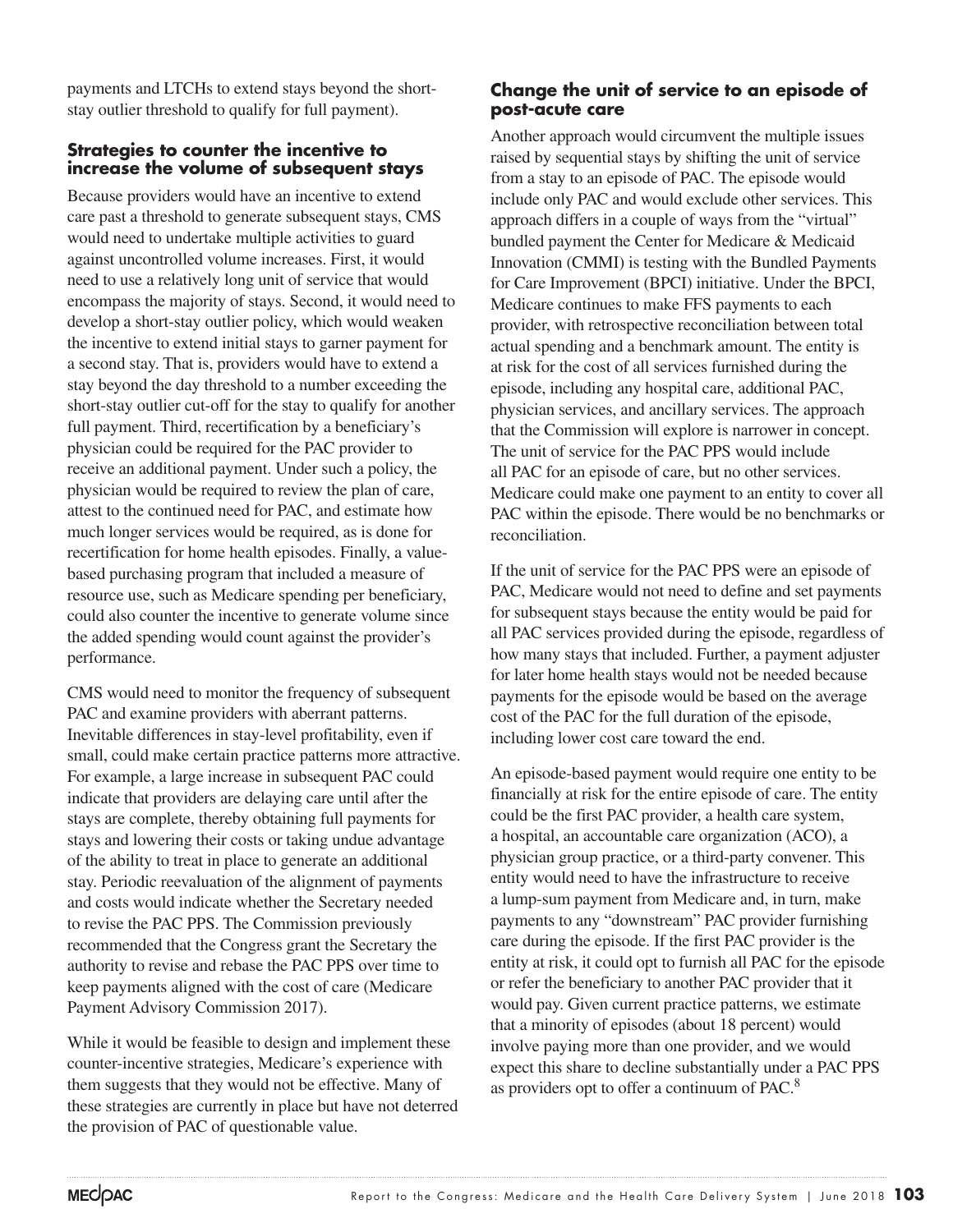payments and LTCHs to extend stays beyond the short-stay outlier threshold to qualify for full payment).

### Strategies to counter the incentive to increase the volume of subsequent stays

Because providers would have an incentive to extend care past a threshold to generate subsequent stays, CMS would need to undertake multiple activities to guard against uncontrolled volume increases. First, it would need to use a relatively long unit of service that would encompass the majority of stays. Second, it would need to develop a short-stay outlier policy, which would weaken the incentive to extend initial stays to garner payment for a second stay. That is, providers would have to extend a stay beyond the day threshold to a number exceeding the short-stay outlier cut-off for the stay to qualify for another full payment. Third, recertification by a beneficiary's physician could be required for the PAC provider to receive an additional payment. Under such a policy, the physician would be required to review the plan of care, attest to the continued need for PAC, and estimate how much longer services would be required, as is done for recertification for home health episodes. Finally, a value-based purchasing program that included a measure of resource use, such as Medicare spending per beneficiary, could also counter the incentive to generate volume since the added spending would count against the provider's performance.

CMS would need to monitor the frequency of subsequent PAC and examine providers with aberrant patterns. Inevitable differences in stay-level profitability, even if small, could make certain practice patterns more attractive. For example, a large increase in subsequent PAC could indicate that providers are delaying care until after the stays are complete, thereby obtaining full payments for stays and lowering their costs or taking undue advantage of the ability to treat in place to generate an additional stay. Periodic reevaluation of the alignment of payments and costs would indicate whether the Secretary needed to revise the PAC PPS. The Commission previously recommended that the Congress grant the Secretary the authority to revise and rebase the PAC PPS over time to keep payments aligned with the cost of care (Medicare Payment Advisory Commission 2017).

While it would be feasible to design and implement these counter-incentive strategies, Medicare's experience with them suggests that they would not be effective. Many of these strategies are currently in place but have not deterred the provision of PAC of questionable value.

### Change the unit of service to an episode of post-acute care

Another approach would circumvent the multiple issues raised by sequential stays by shifting the unit of service from a stay to an episode of PAC. The episode would include only PAC and would exclude other services. This approach differs in a couple of ways from the "virtual" bundled payment the Center for Medicare & Medicaid Innovation (CMMI) is testing with the Bundled Payments for Care Improvement (BPCI) initiative. Under the BPCI, Medicare continues to make FFS payments to each provider, with retrospective reconciliation between total actual spending and a benchmark amount. The entity is at risk for the cost of all services furnished during the episode, including any hospital care, additional PAC, physician services, and ancillary services. The approach that the Commission will explore is narrower in concept. The unit of service for the PAC PPS would include all PAC for an episode of care, but no other services. Medicare could make one payment to an entity to cover all PAC within the episode. There would be no benchmarks or reconciliation.

If the unit of service for the PAC PPS were an episode of PAC, Medicare would not need to define and set payments for subsequent stays because the entity would be paid for all PAC services provided during the episode, regardless of how many stays that included. Further, a payment adjuster for later home health stays would not be needed because payments for the episode would be based on the average cost of the PAC for the full duration of the episode, including lower cost care toward the end.

An episode-based payment would require one entity to be financially at risk for the entire episode of care. The entity could be the first PAC provider, a health care system, a hospital, an accountable care organization (ACO), a physician group practice, or a third-party convener. This entity would need to have the infrastructure to receive a lump-sum payment from Medicare and, in turn, make payments to any "downstream" PAC provider furnishing care during the episode. If the first PAC provider is the entity at risk, it could opt to furnish all PAC for the episode or refer the beneficiary to another PAC provider that it would pay. Given current practice patterns, we estimate that a minority of episodes (about 18 percent) would involve paying more than one provider, and we would expect this share to decline substantially under a PAC PPS as providers opt to offer a continuum of PAC.[8]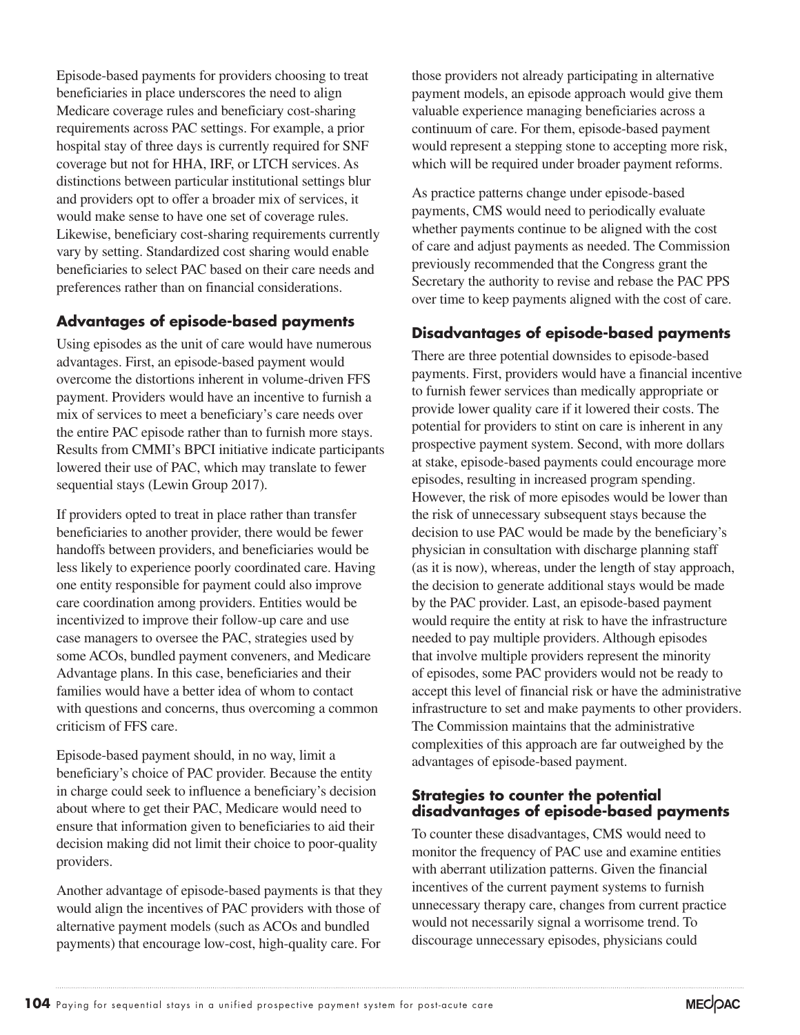Episode-based payments for providers choosing to treat beneficiaries in place underscores the need to align Medicare coverage rules and beneficiary cost-sharing requirements across PAC settings. For example, a prior hospital stay of three days is currently required for SNF coverage but not for HHA, IRF, or LTCH services. As distinctions between particular institutional settings blur and providers opt to offer a broader mix of services, it would make sense to have one set of coverage rules. Likewise, beneficiary cost-sharing requirements currently vary by setting. Standardized cost sharing would enable beneficiaries to select PAC based on their care needs and preferences rather than on financial considerations.

### Advantages of episode-based payments

Using episodes as the unit of care would have numerous advantages. First, an episode-based payment would overcome the distortions inherent in volume-driven FFS payment. Providers would have an incentive to furnish a mix of services to meet a beneficiary's care needs over the entire PAC episode rather than to furnish more stays. Results from CMMI's BPCI initiative indicate participants lowered their use of PAC, which may translate to fewer sequential stays (Lewin Group 2017).

If providers opted to treat in place rather than transfer beneficiaries to another provider, there would be fewer handoffs between providers, and beneficiaries would be less likely to experience poorly coordinated care. Having one entity responsible for payment could also improve care coordination among providers. Entities would be incentivized to improve their follow-up care and use case managers to oversee the PAC, strategies used by some ACOs, bundled payment conveners, and Medicare Advantage plans. In this case, beneficiaries and their families would have a better idea of whom to contact with questions and concerns, thus overcoming a common criticism of FFS care.

Episode-based payment should, in no way, limit a beneficiary's choice of PAC provider. Because the entity in charge could seek to influence a beneficiary's decision about where to get their PAC, Medicare would need to ensure that information given to beneficiaries to aid their decision making did not limit their choice to poor-quality providers.

Another advantage of episode-based payments is that they would align the incentives of PAC providers with those of alternative payment models (such as ACOs and bundled payments) that encourage low-cost, high-quality care. For those providers not already participating in alternative payment models, an episode approach would give them valuable experience managing beneficiaries across a continuum of care. For them, episode-based payment would represent a stepping stone to accepting more risk, which will be required under broader payment reforms.

As practice patterns change under episode-based payments, CMS would need to periodically evaluate whether payments continue to be aligned with the cost of care and adjust payments as needed. The Commission previously recommended that the Congress grant the Secretary the authority to revise and rebase the PAC PPS over time to keep payments aligned with the cost of care.

### Disadvantages of episode-based payments

There are three potential downsides to episode-based payments. First, providers would have a financial incentive to furnish fewer services than medically appropriate or provide lower quality care if it lowered their costs. The potential for providers to stint on care is inherent in any prospective payment system. Second, with more dollars at stake, episode-based payments could encourage more episodes, resulting in increased program spending. However, the risk of more episodes would be lower than the risk of unnecessary subsequent stays because the decision to use PAC would be made by the beneficiary's physician in consultation with discharge planning staff (as it is now), whereas, under the length of stay approach, the decision to generate additional stays would be made by the PAC provider. Last, an episode-based payment would require the entity at risk to have the infrastructure needed to pay multiple providers. Although episodes that involve multiple providers represent the minority of episodes, some PAC providers would not be ready to accept this level of financial risk or have the administrative infrastructure to set and make payments to other providers. The Commission maintains that the administrative complexities of this approach are far outweighed by the advantages of episode-based payment.

#### Strategies to counter the potential disadvantages of episode-based payments

To counter these disadvantages, CMS would need to monitor the frequency of PAC use and examine entities with aberrant utilization patterns. Given the financial incentives of the current payment systems to furnish unnecessary therapy care, changes from current practice would not necessarily signal a worrisome trend. To discourage unnecessary episodes, physicians could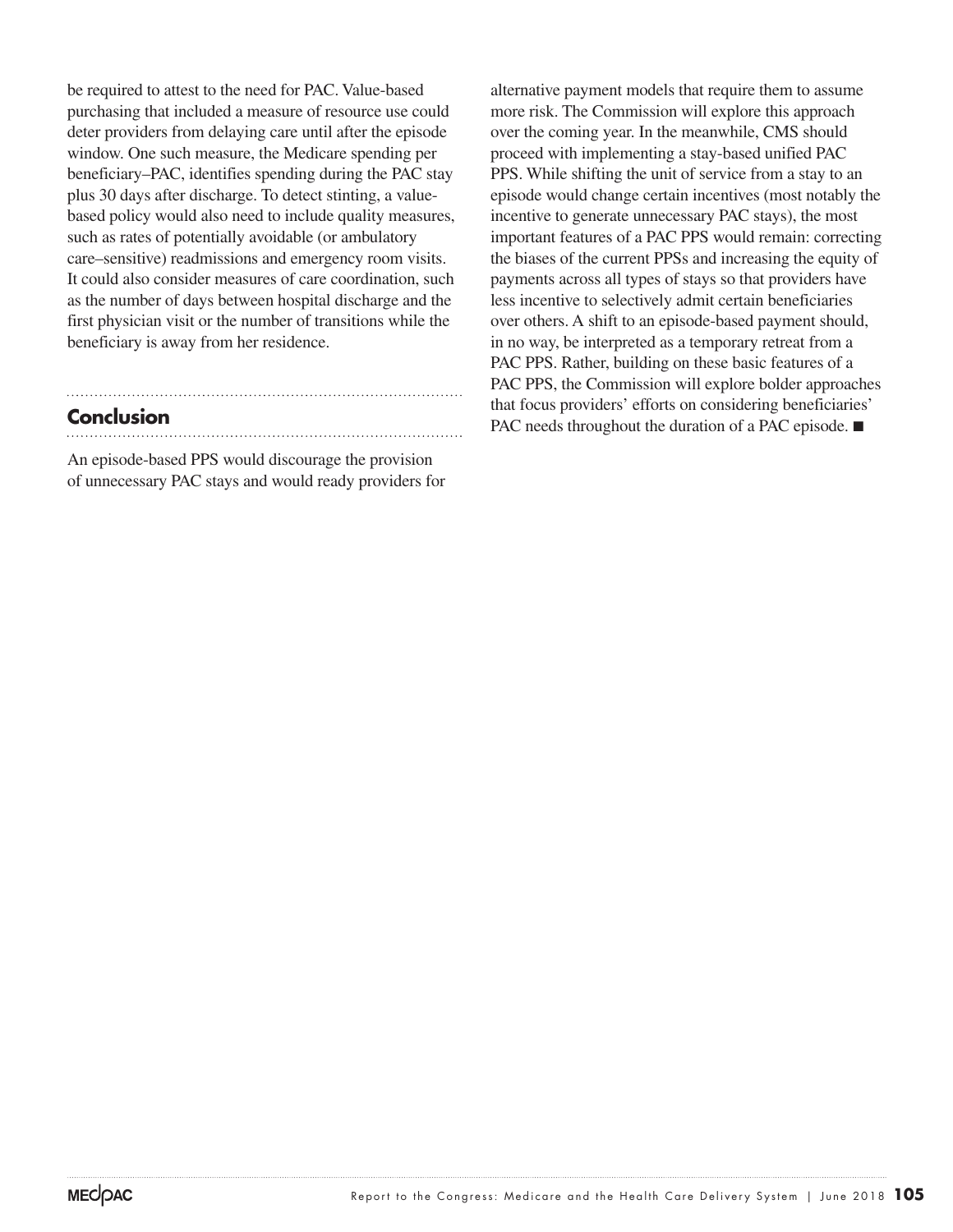be required to attest to the need for PAC. Value-based purchasing that included a measure of resource use could deter providers from delaying care until after the episode window. One such measure, the Medicare spending per beneficiary–PAC, identifies spending during the PAC stay plus 30 days after discharge. To detect stinting, a value-based policy would also need to include quality measures, such as rates of potentially avoidable (or ambulatory care–sensitive) readmissions and emergency room visits. It could also consider measures of care coordination, such as the number of days between hospital discharge and the first physician visit or the number of transitions while the beneficiary is away from her residence.

## Conclusion

An episode-based PPS would discourage the provision of unnecessary PAC stays and would ready providers for alternative payment models that require them to assume more risk. The Commission will explore this approach over the coming year. In the meanwhile, CMS should proceed with implementing a stay-based unified PAC PPS. While shifting the unit of service from a stay to an episode would change certain incentives (most notably the incentive to generate unnecessary PAC stays), the most important features of a PAC PPS would remain: correcting the biases of the current PPSs and increasing the equity of payments across all types of stays so that providers have less incentive to selectively admit certain beneficiaries over others. A shift to an episode-based payment should, in no way, be interpreted as a temporary retreat from a PAC PPS. Rather, building on these basic features of a PAC PPS, the Commission will explore bolder approaches that focus providers' efforts on considering beneficiaries' PAC needs throughout the duration of a PAC episode. ■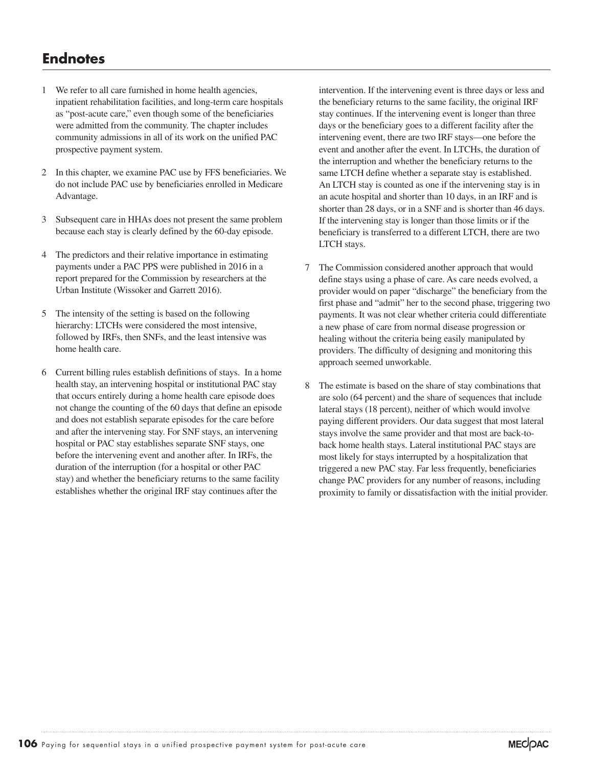## Endnotes

1. We refer to all care furnished in home health agencies, inpatient rehabilitation facilities, and long-term care hospitals as "post-acute care," even though some of the beneficiaries were admitted from the community. The chapter includes community admissions in all of its work on the unified PAC prospective payment system.

2. In this chapter, we examine PAC use by FFS beneficiaries. We do not include PAC use by beneficiaries enrolled in Medicare Advantage.

3. Subsequent care in HHAs does not present the same problem because each stay is clearly defined by the 60-day episode.

4. The predictors and their relative importance in estimating payments under a PAC PPS were published in 2016 in a report prepared for the Commission by researchers at the Urban Institute (Wissoker and Garrett 2016).

5. The intensity of the setting is based on the following hierarchy: LTCHs were considered the most intensive, followed by IRFs, then SNFs, and the least intensive was home health care.

6. Current billing rules establish definitions of stays. In a home health stay, an intervening hospital or institutional PAC stay that occurs entirely during a home health care episode does not change the counting of the 60 days that define an episode and does not establish separate episodes for the care before and after the intervening stay. For SNF stays, an intervening hospital or PAC stay establishes separate SNF stays, one before the intervening event and another after. In IRFs, the duration of the interruption (for a hospital or other PAC stay) and whether the beneficiary returns to the same facility establishes whether the original IRF stay continues after the intervention. If the intervening event is three days or less and the beneficiary returns to the same facility, the original IRF stay continues. If the intervening event is longer than three days or the beneficiary goes to a different facility after the intervening event, there are two IRF stays—one before the event and another after the event. In LTCHs, the duration of the interruption and whether the beneficiary returns to the same LTCH define whether a separate stay is established. An LTCH stay is counted as one if the intervening stay is in an acute hospital and shorter than 10 days, in an IRF and is shorter than 28 days, or in a SNF and is shorter than 46 days. If the intervening stay is longer than those limits or if the beneficiary is transferred to a different LTCH, there are two LTCH stays.

7. The Commission considered another approach that would define stays using a phase of care. As care needs evolved, a provider would on paper "discharge" the beneficiary from the first phase and "admit" her to the second phase, triggering two payments. It was not clear whether criteria could differentiate a new phase of care from normal disease progression or healing without the criteria being easily manipulated by providers. The difficulty of designing and monitoring this approach seemed unworkable.

8. The estimate is based on the share of stay combinations that are solo (64 percent) and the share of sequences that include lateral stays (18 percent), neither of which would involve paying different providers. Our data suggest that most lateral stays involve the same provider and that most are back-to-back home health stays. Lateral institutional PAC stays are most likely for stays interrupted by a hospitalization that triggered a new PAC stay. Far less frequently, beneficiaries change PAC providers for any number of reasons, including proximity to family or dissatisfaction with the initial provider.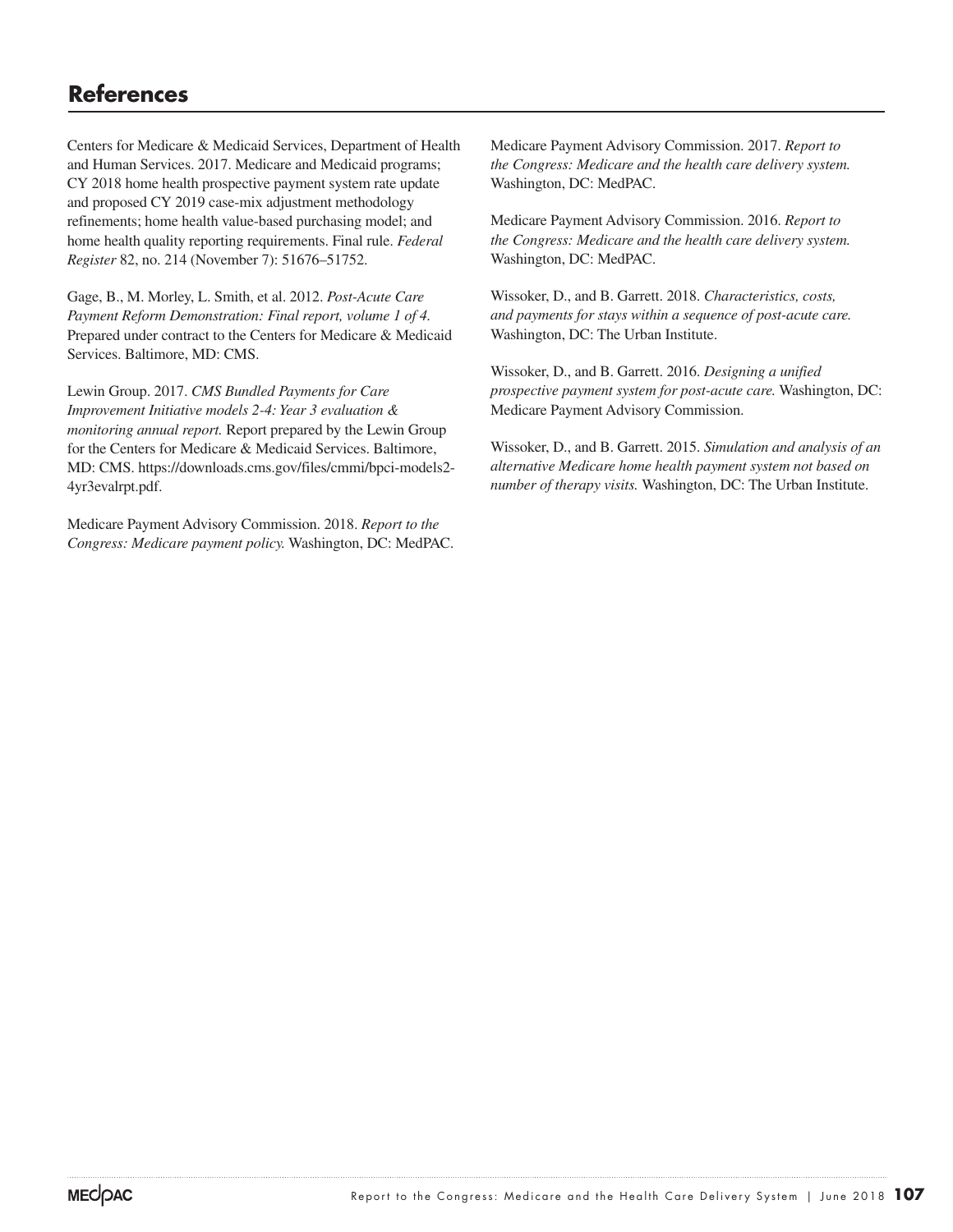# References

Centers for Medicare & Medicaid Services, Department of Health and Human Services. 2017. Medicare and Medicaid programs; CY 2018 home health prospective payment system rate update and proposed CY 2019 case-mix adjustment methodology refinements; home health value-based purchasing model; and home health quality reporting requirements. Final rule. *Federal Register* 82, no. 214 (November 7): 51676–51752.

Gage, B., M. Morley, L. Smith, et al. 2012. *Post-Acute Care Payment Reform Demonstration: Final report, volume 1 of 4.* Prepared under contract to the Centers for Medicare & Medicaid Services. Baltimore, MD: CMS.

Lewin Group. 2017. *CMS Bundled Payments for Care Improvement Initiative models 2-4: Year 3 evaluation & monitoring annual report.* Report prepared by the Lewin Group for the Centers for Medicare & Medicaid Services. Baltimore, MD: CMS. https://downloads.cms.gov/files/cmmi/bpci-models2-4yr3evalrpt.pdf.

Medicare Payment Advisory Commission. 2018. *Report to the Congress: Medicare payment policy.* Washington, DC: MedPAC.

Medicare Payment Advisory Commission. 2017. *Report to the Congress: Medicare and the health care delivery system.* Washington, DC: MedPAC.

Medicare Payment Advisory Commission. 2016. *Report to the Congress: Medicare and the health care delivery system.* Washington, DC: MedPAC.

Wissoker, D., and B. Garrett. 2018. *Characteristics, costs, and payments for stays within a sequence of post-acute care.* Washington, DC: The Urban Institute.

Wissoker, D., and B. Garrett. 2016. *Designing a unified prospective payment system for post-acute care.* Washington, DC: Medicare Payment Advisory Commission.

Wissoker, D., and B. Garrett. 2015. *Simulation and analysis of an alternative Medicare home health payment system not based on number of therapy visits.* Washington, DC: The Urban Institute.